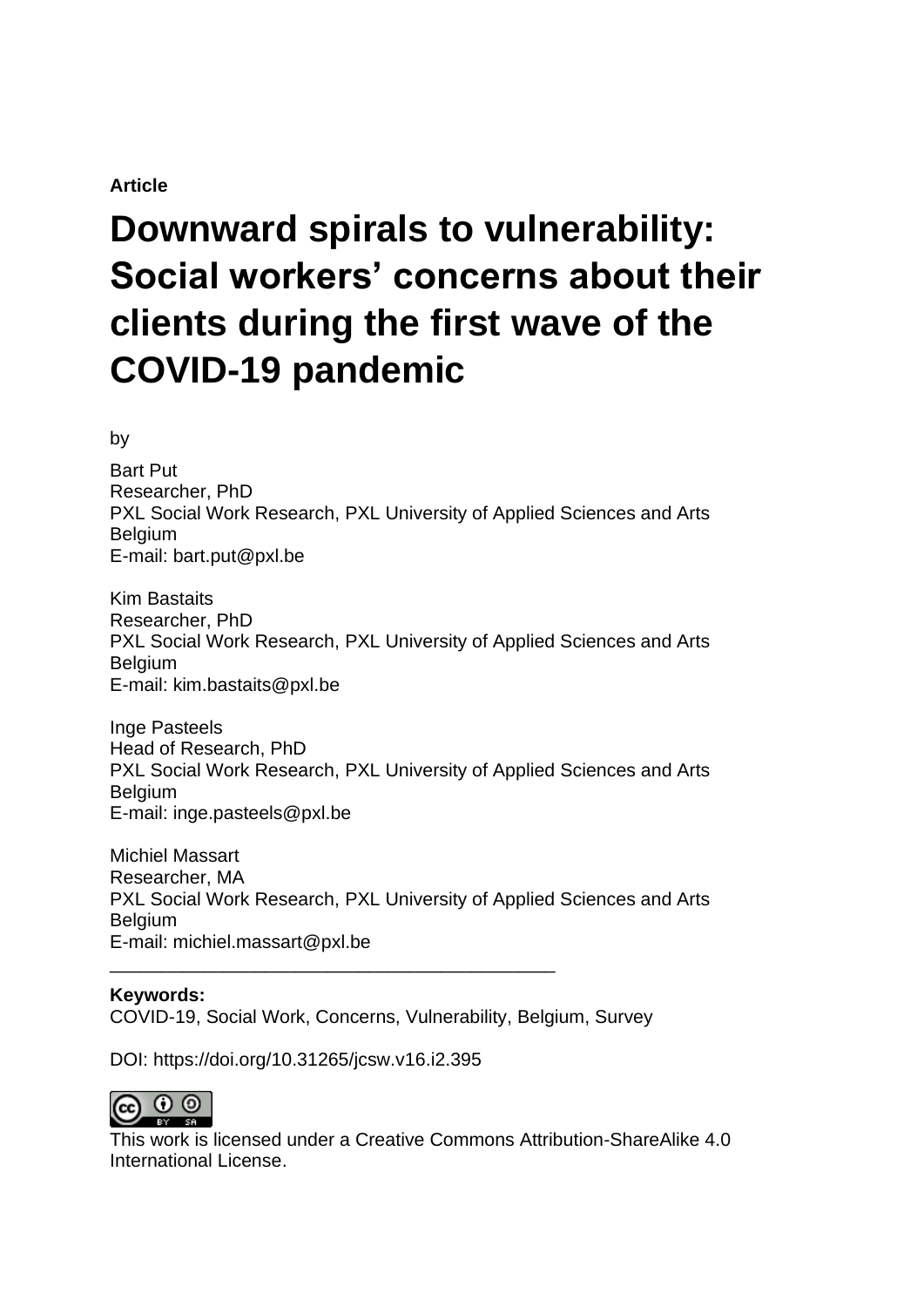**Article**

# Downward spirals to vulnerability: Social workers' concerns about their clients during the first wave of the COVID-19 pandemic

by

Bart Put
Researcher, PhD
PXL Social Work Research, PXL University of Applied Sciences and Arts
Belgium
E-mail: bart.put@pxl.be

Kim Bastaits
Researcher, PhD
PXL Social Work Research, PXL University of Applied Sciences and Arts
Belgium
E-mail: kim.bastaits@pxl.be

Inge Pasteels
Head of Research, PhD
PXL Social Work Research, PXL University of Applied Sciences and Arts
Belgium
E-mail: inge.pasteels@pxl.be

Michiel Massart
Researcher, MA
PXL Social Work Research, PXL University of Applied Sciences and Arts
Belgium
E-mail: michiel.massart@pxl.be

---

**Keywords:**
COVID-19, Social Work, Concerns, Vulnerability, Belgium, Survey

DOI: https://doi.org/10.31265/jcsw.v16.i2.395

This work is licensed under a Creative Commons Attribution-ShareAlike 4.0 International License.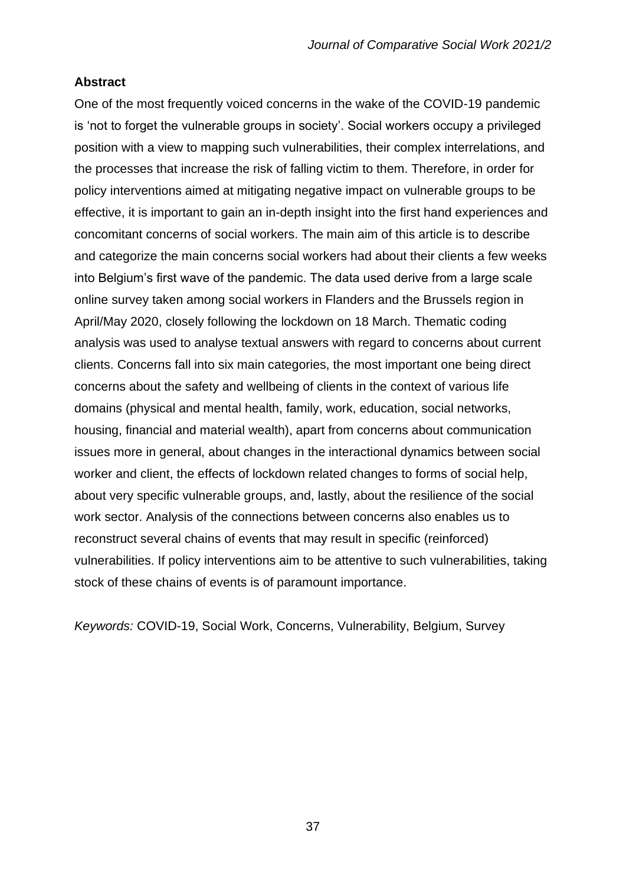**Abstract**

One of the most frequently voiced concerns in the wake of the COVID-19 pandemic is 'not to forget the vulnerable groups in society'. Social workers occupy a privileged position with a view to mapping such vulnerabilities, their complex interrelations, and the processes that increase the risk of falling victim to them. Therefore, in order for policy interventions aimed at mitigating negative impact on vulnerable groups to be effective, it is important to gain an in-depth insight into the first hand experiences and concomitant concerns of social workers. The main aim of this article is to describe and categorize the main concerns social workers had about their clients a few weeks into Belgium's first wave of the pandemic. The data used derive from a large scale online survey taken among social workers in Flanders and the Brussels region in April/May 2020, closely following the lockdown on 18 March. Thematic coding analysis was used to analyse textual answers with regard to concerns about current clients. Concerns fall into six main categories, the most important one being direct concerns about the safety and wellbeing of clients in the context of various life domains (physical and mental health, family, work, education, social networks, housing, financial and material wealth), apart from concerns about communication issues more in general, about changes in the interactional dynamics between social worker and client, the effects of lockdown related changes to forms of social help, about very specific vulnerable groups, and, lastly, about the resilience of the social work sector. Analysis of the connections between concerns also enables us to reconstruct several chains of events that may result in specific (reinforced) vulnerabilities. If policy interventions aim to be attentive to such vulnerabilities, taking stock of these chains of events is of paramount importance.

*Keywords:* COVID-19, Social Work, Concerns, Vulnerability, Belgium, Survey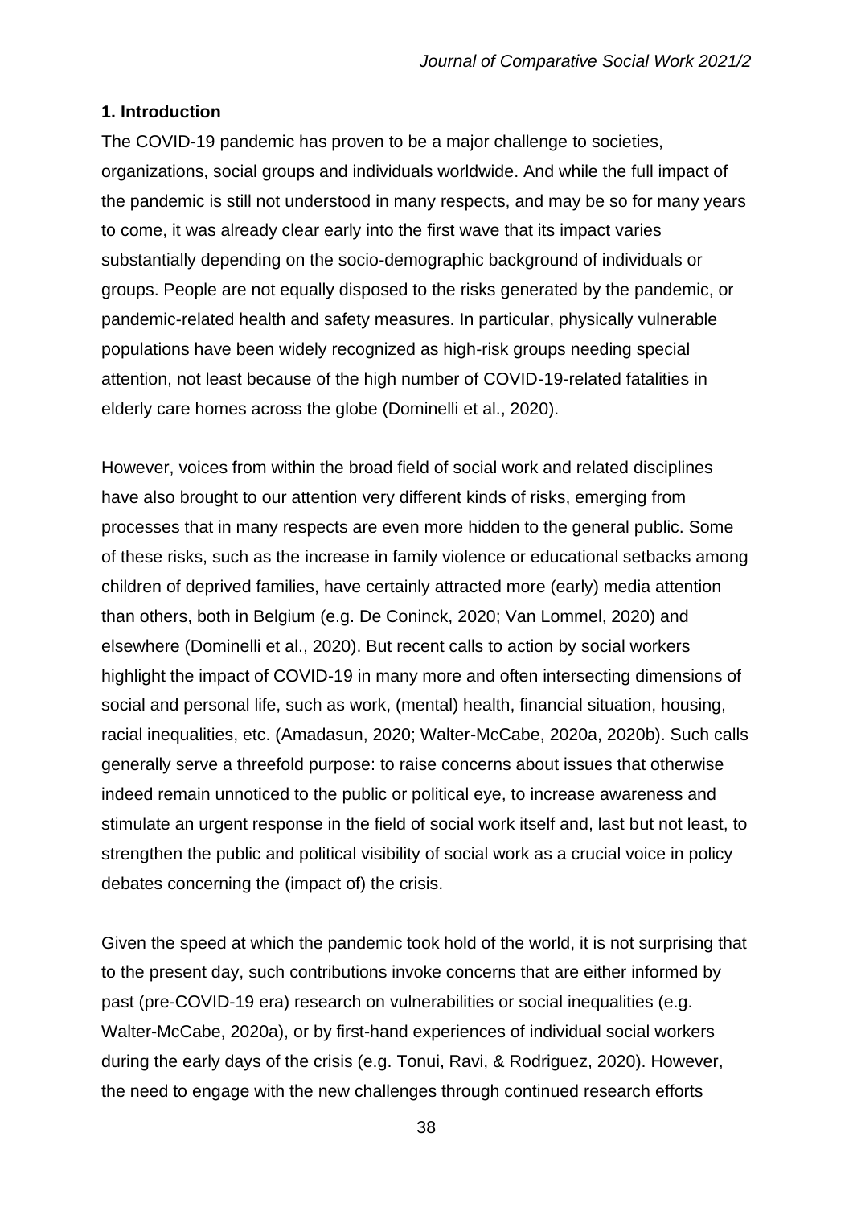## 1. Introduction

The COVID-19 pandemic has proven to be a major challenge to societies, organizations, social groups and individuals worldwide. And while the full impact of the pandemic is still not understood in many respects, and may be so for many years to come, it was already clear early into the first wave that its impact varies substantially depending on the socio-demographic background of individuals or groups. People are not equally disposed to the risks generated by the pandemic, or pandemic-related health and safety measures. In particular, physically vulnerable populations have been widely recognized as high-risk groups needing special attention, not least because of the high number of COVID-19-related fatalities in elderly care homes across the globe (Dominelli et al., 2020).

However, voices from within the broad field of social work and related disciplines have also brought to our attention very different kinds of risks, emerging from processes that in many respects are even more hidden to the general public. Some of these risks, such as the increase in family violence or educational setbacks among children of deprived families, have certainly attracted more (early) media attention than others, both in Belgium (e.g. De Coninck, 2020; Van Lommel, 2020) and elsewhere (Dominelli et al., 2020). But recent calls to action by social workers highlight the impact of COVID-19 in many more and often intersecting dimensions of social and personal life, such as work, (mental) health, financial situation, housing, racial inequalities, etc. (Amadasun, 2020; Walter-McCabe, 2020a, 2020b). Such calls generally serve a threefold purpose: to raise concerns about issues that otherwise indeed remain unnoticed to the public or political eye, to increase awareness and stimulate an urgent response in the field of social work itself and, last but not least, to strengthen the public and political visibility of social work as a crucial voice in policy debates concerning the (impact of) the crisis.

Given the speed at which the pandemic took hold of the world, it is not surprising that to the present day, such contributions invoke concerns that are either informed by past (pre-COVID-19 era) research on vulnerabilities or social inequalities (e.g. Walter-McCabe, 2020a), or by first-hand experiences of individual social workers during the early days of the crisis (e.g. Tonui, Ravi, & Rodriguez, 2020). However, the need to engage with the new challenges through continued research efforts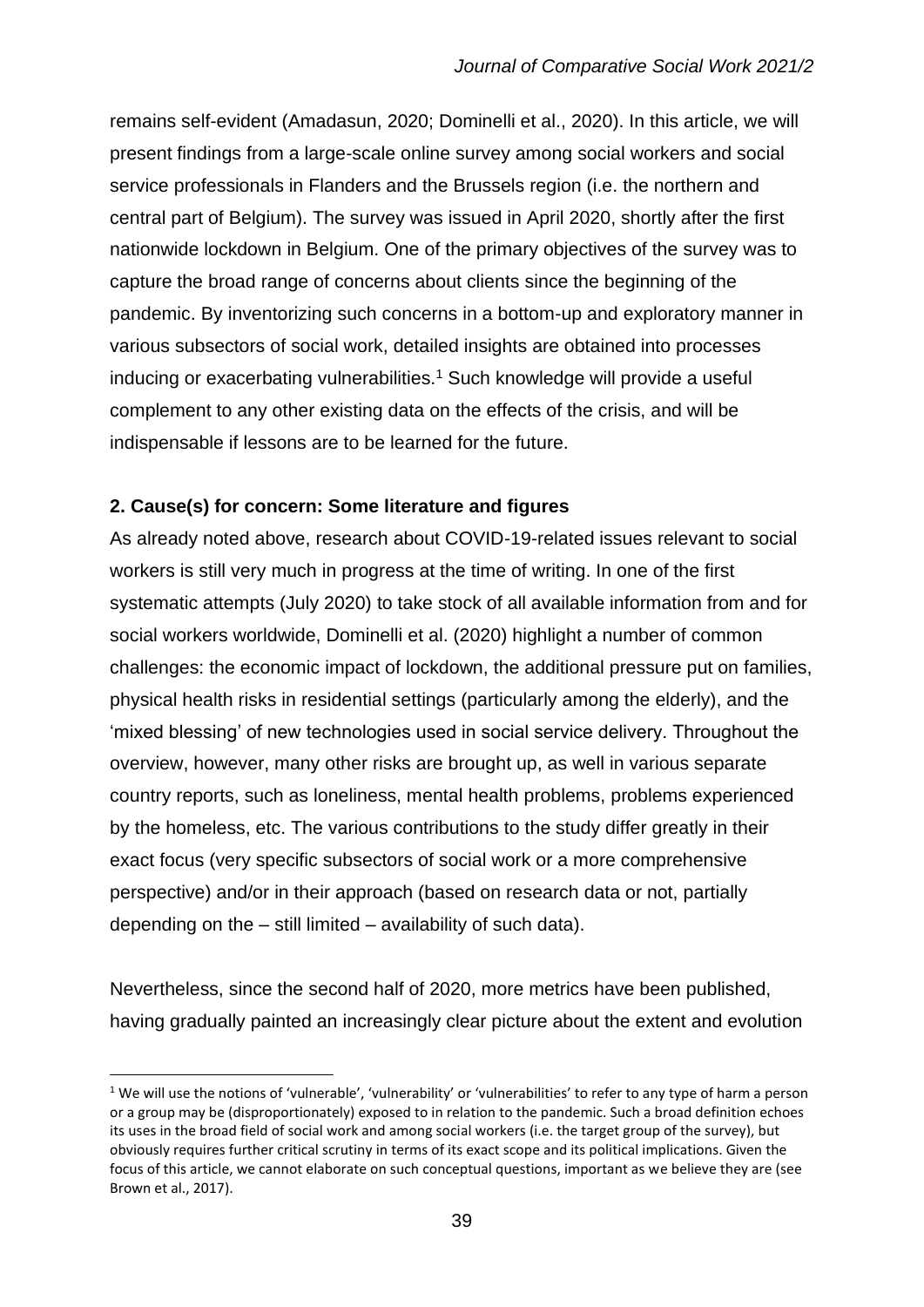remains self-evident (Amadasun, 2020; Dominelli et al., 2020). In this article, we will present findings from a large-scale online survey among social workers and social service professionals in Flanders and the Brussels region (i.e. the northern and central part of Belgium). The survey was issued in April 2020, shortly after the first nationwide lockdown in Belgium. One of the primary objectives of the survey was to capture the broad range of concerns about clients since the beginning of the pandemic. By inventorizing such concerns in a bottom-up and exploratory manner in various subsectors of social work, detailed insights are obtained into processes inducing or exacerbating vulnerabilities.[1] Such knowledge will provide a useful complement to any other existing data on the effects of the crisis, and will be indispensable if lessons are to be learned for the future.

## 2. Cause(s) for concern: Some literature and figures

As already noted above, research about COVID-19-related issues relevant to social workers is still very much in progress at the time of writing. In one of the first systematic attempts (July 2020) to take stock of all available information from and for social workers worldwide, Dominelli et al. (2020) highlight a number of common challenges: the economic impact of lockdown, the additional pressure put on families, physical health risks in residential settings (particularly among the elderly), and the 'mixed blessing' of new technologies used in social service delivery. Throughout the overview, however, many other risks are brought up, as well in various separate country reports, such as loneliness, mental health problems, problems experienced by the homeless, etc. The various contributions to the study differ greatly in their exact focus (very specific subsectors of social work or a more comprehensive perspective) and/or in their approach (based on research data or not, partially depending on the – still limited – availability of such data).

Nevertheless, since the second half of 2020, more metrics have been published, having gradually painted an increasingly clear picture about the extent and evolution

[1] We will use the notions of 'vulnerable', 'vulnerability' or 'vulnerabilities' to refer to any type of harm a person or a group may be (disproportionately) exposed to in relation to the pandemic. Such a broad definition echoes its uses in the broad field of social work and among social workers (i.e. the target group of the survey), but obviously requires further critical scrutiny in terms of its exact scope and its political implications. Given the focus of this article, we cannot elaborate on such conceptual questions, important as we believe they are (see Brown et al., 2017).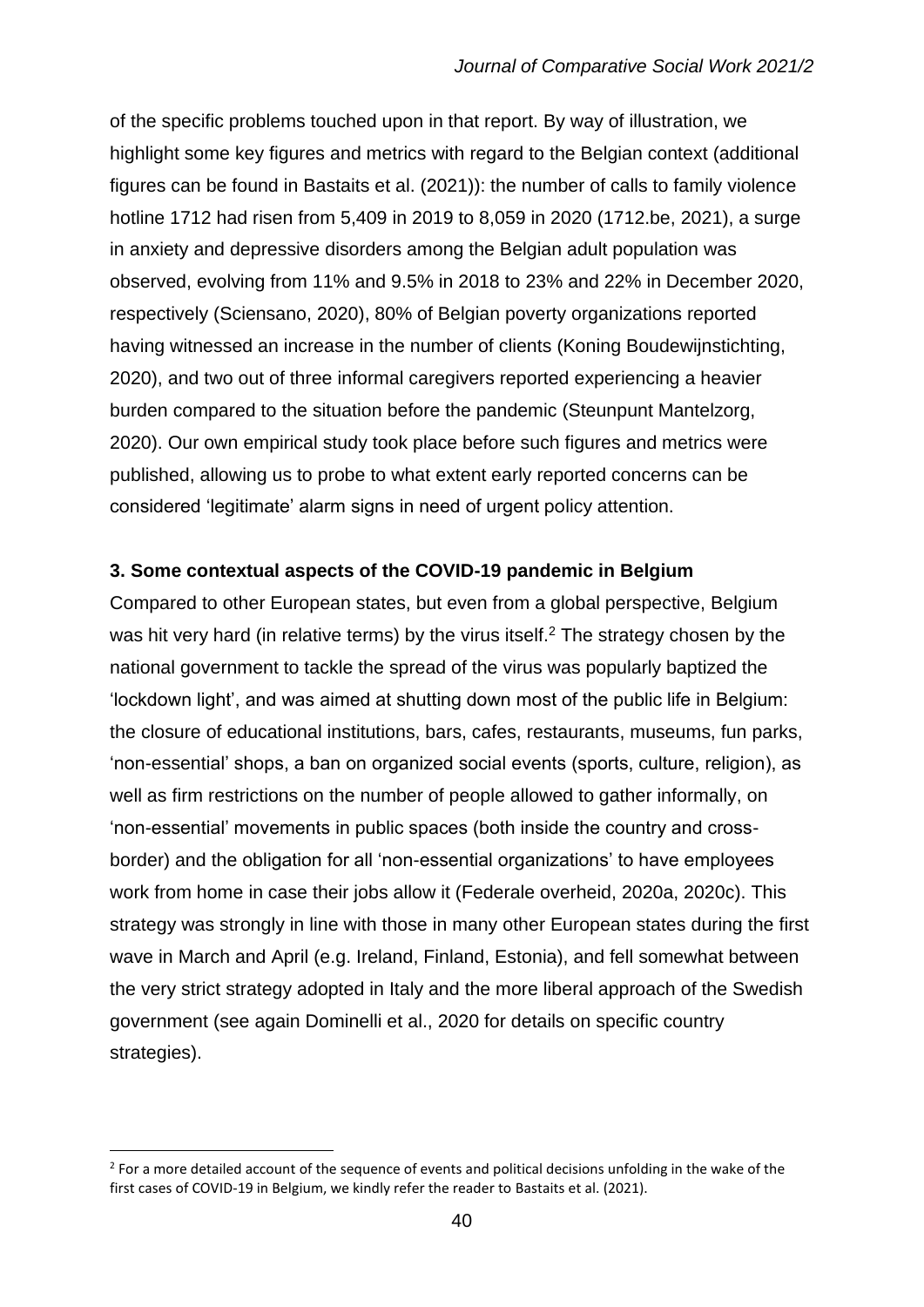of the specific problems touched upon in that report. By way of illustration, we highlight some key figures and metrics with regard to the Belgian context (additional figures can be found in Bastaits et al. (2021)): the number of calls to family violence hotline 1712 had risen from 5,409 in 2019 to 8,059 in 2020 (1712.be, 2021), a surge in anxiety and depressive disorders among the Belgian adult population was observed, evolving from 11% and 9.5% in 2018 to 23% and 22% in December 2020, respectively (Sciensano, 2020), 80% of Belgian poverty organizations reported having witnessed an increase in the number of clients (Koning Boudewijnstichting, 2020), and two out of three informal caregivers reported experiencing a heavier burden compared to the situation before the pandemic (Steunpunt Mantelzorg, 2020). Our own empirical study took place before such figures and metrics were published, allowing us to probe to what extent early reported concerns can be considered 'legitimate' alarm signs in need of urgent policy attention.

## 3. Some contextual aspects of the COVID-19 pandemic in Belgium

Compared to other European states, but even from a global perspective, Belgium was hit very hard (in relative terms) by the virus itself.[2] The strategy chosen by the national government to tackle the spread of the virus was popularly baptized the 'lockdown light', and was aimed at shutting down most of the public life in Belgium: the closure of educational institutions, bars, cafes, restaurants, museums, fun parks, 'non-essential' shops, a ban on organized social events (sports, culture, religion), as well as firm restrictions on the number of people allowed to gather informally, on 'non-essential' movements in public spaces (both inside the country and cross-border) and the obligation for all 'non-essential organizations' to have employees work from home in case their jobs allow it (Federale overheid, 2020a, 2020c). This strategy was strongly in line with those in many other European states during the first wave in March and April (e.g. Ireland, Finland, Estonia), and fell somewhat between the very strict strategy adopted in Italy and the more liberal approach of the Swedish government (see again Dominelli et al., 2020 for details on specific country strategies).

[2] For a more detailed account of the sequence of events and political decisions unfolding in the wake of the first cases of COVID-19 in Belgium, we kindly refer the reader to Bastaits et al. (2021).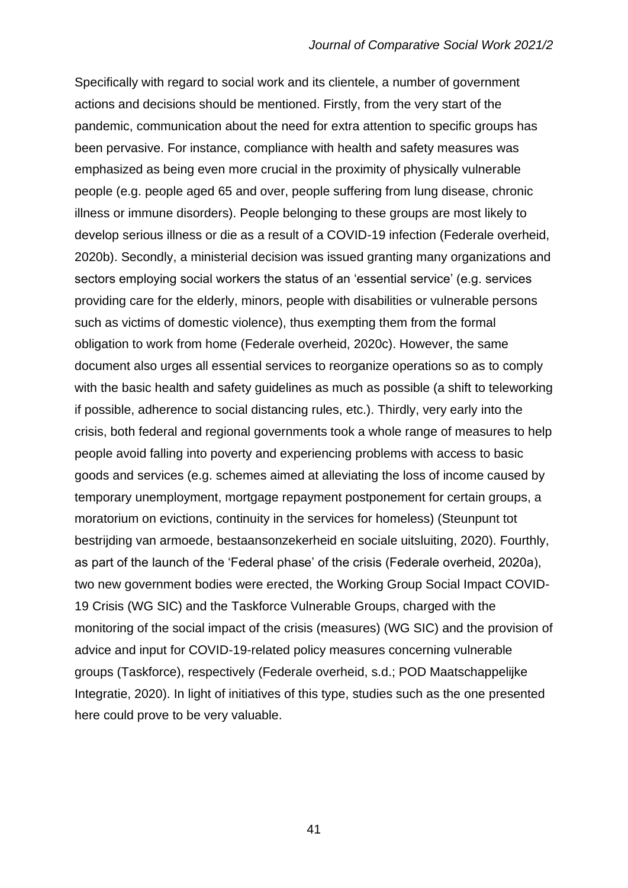Specifically with regard to social work and its clientele, a number of government actions and decisions should be mentioned. Firstly, from the very start of the pandemic, communication about the need for extra attention to specific groups has been pervasive. For instance, compliance with health and safety measures was emphasized as being even more crucial in the proximity of physically vulnerable people (e.g. people aged 65 and over, people suffering from lung disease, chronic illness or immune disorders). People belonging to these groups are most likely to develop serious illness or die as a result of a COVID-19 infection (Federale overheid, 2020b). Secondly, a ministerial decision was issued granting many organizations and sectors employing social workers the status of an 'essential service' (e.g. services providing care for the elderly, minors, people with disabilities or vulnerable persons such as victims of domestic violence), thus exempting them from the formal obligation to work from home (Federale overheid, 2020c). However, the same document also urges all essential services to reorganize operations so as to comply with the basic health and safety guidelines as much as possible (a shift to teleworking if possible, adherence to social distancing rules, etc.). Thirdly, very early into the crisis, both federal and regional governments took a whole range of measures to help people avoid falling into poverty and experiencing problems with access to basic goods and services (e.g. schemes aimed at alleviating the loss of income caused by temporary unemployment, mortgage repayment postponement for certain groups, a moratorium on evictions, continuity in the services for homeless) (Steunpunt tot bestrijding van armoede, bestaansonzekerheid en sociale uitsluiting, 2020). Fourthly, as part of the launch of the 'Federal phase' of the crisis (Federale overheid, 2020a), two new government bodies were erected, the Working Group Social Impact COVID-19 Crisis (WG SIC) and the Taskforce Vulnerable Groups, charged with the monitoring of the social impact of the crisis (measures) (WG SIC) and the provision of advice and input for COVID-19-related policy measures concerning vulnerable groups (Taskforce), respectively (Federale overheid, s.d.; POD Maatschappelijke Integratie, 2020). In light of initiatives of this type, studies such as the one presented here could prove to be very valuable.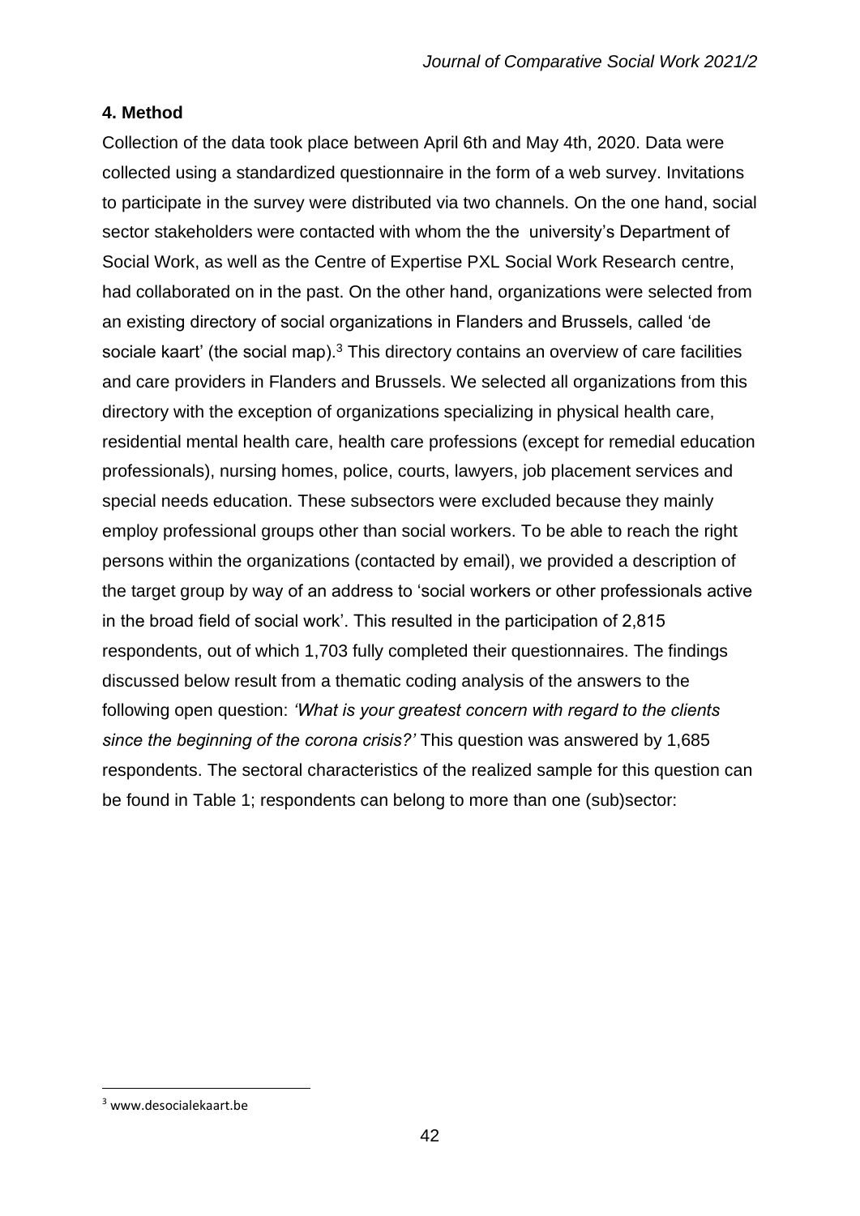## 4. Method

Collection of the data took place between April 6th and May 4th, 2020. Data were collected using a standardized questionnaire in the form of a web survey. Invitations to participate in the survey were distributed via two channels. On the one hand, social sector stakeholders were contacted with whom the the university's Department of Social Work, as well as the Centre of Expertise PXL Social Work Research centre, had collaborated on in the past. On the other hand, organizations were selected from an existing directory of social organizations in Flanders and Brussels, called 'de sociale kaart' (the social map).[3] This directory contains an overview of care facilities and care providers in Flanders and Brussels. We selected all organizations from this directory with the exception of organizations specializing in physical health care, residential mental health care, health care professions (except for remedial education professionals), nursing homes, police, courts, lawyers, job placement services and special needs education. These subsectors were excluded because they mainly employ professional groups other than social workers. To be able to reach the right persons within the organizations (contacted by email), we provided a description of the target group by way of an address to 'social workers or other professionals active in the broad field of social work'. This resulted in the participation of 2,815 respondents, out of which 1,703 fully completed their questionnaires. The findings discussed below result from a thematic coding analysis of the answers to the following open question: *'What is your greatest concern with regard to the clients since the beginning of the corona crisis?'* This question was answered by 1,685 respondents. The sectoral characteristics of the realized sample for this question can be found in Table 1; respondents can belong to more than one (sub)sector:

[3] www.desocialekaart.be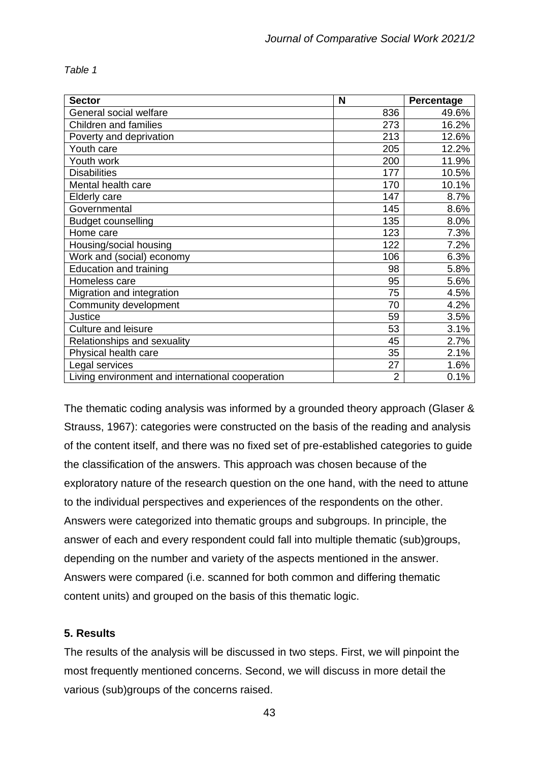*Table 1*

| Sector | N | Percentage |
|---|---|---|
| General social welfare | 836 | 49.6% |
| Children and families | 273 | 16.2% |
| Poverty and deprivation | 213 | 12.6% |
| Youth care | 205 | 12.2% |
| Youth work | 200 | 11.9% |
| Disabilities | 177 | 10.5% |
| Mental health care | 170 | 10.1% |
| Elderly care | 147 | 8.7% |
| Governmental | 145 | 8.6% |
| Budget counselling | 135 | 8.0% |
| Home care | 123 | 7.3% |
| Housing/social housing | 122 | 7.2% |
| Work and (social) economy | 106 | 6.3% |
| Education and training | 98 | 5.8% |
| Homeless care | 95 | 5.6% |
| Migration and integration | 75 | 4.5% |
| Community development | 70 | 4.2% |
| Justice | 59 | 3.5% |
| Culture and leisure | 53 | 3.1% |
| Relationships and sexuality | 45 | 2.7% |
| Physical health care | 35 | 2.1% |
| Legal services | 27 | 1.6% |
| Living environment and international cooperation | 2 | 0.1% |

The thematic coding analysis was informed by a grounded theory approach (Glaser & Strauss, 1967): categories were constructed on the basis of the reading and analysis of the content itself, and there was no fixed set of pre-established categories to guide the classification of the answers. This approach was chosen because of the exploratory nature of the research question on the one hand, with the need to attune to the individual perspectives and experiences of the respondents on the other. Answers were categorized into thematic groups and subgroups. In principle, the answer of each and every respondent could fall into multiple thematic (sub)groups, depending on the number and variety of the aspects mentioned in the answer. Answers were compared (i.e. scanned for both common and differing thematic content units) and grouped on the basis of this thematic logic.

## 5. Results

The results of the analysis will be discussed in two steps. First, we will pinpoint the most frequently mentioned concerns. Second, we will discuss in more detail the various (sub)groups of the concerns raised.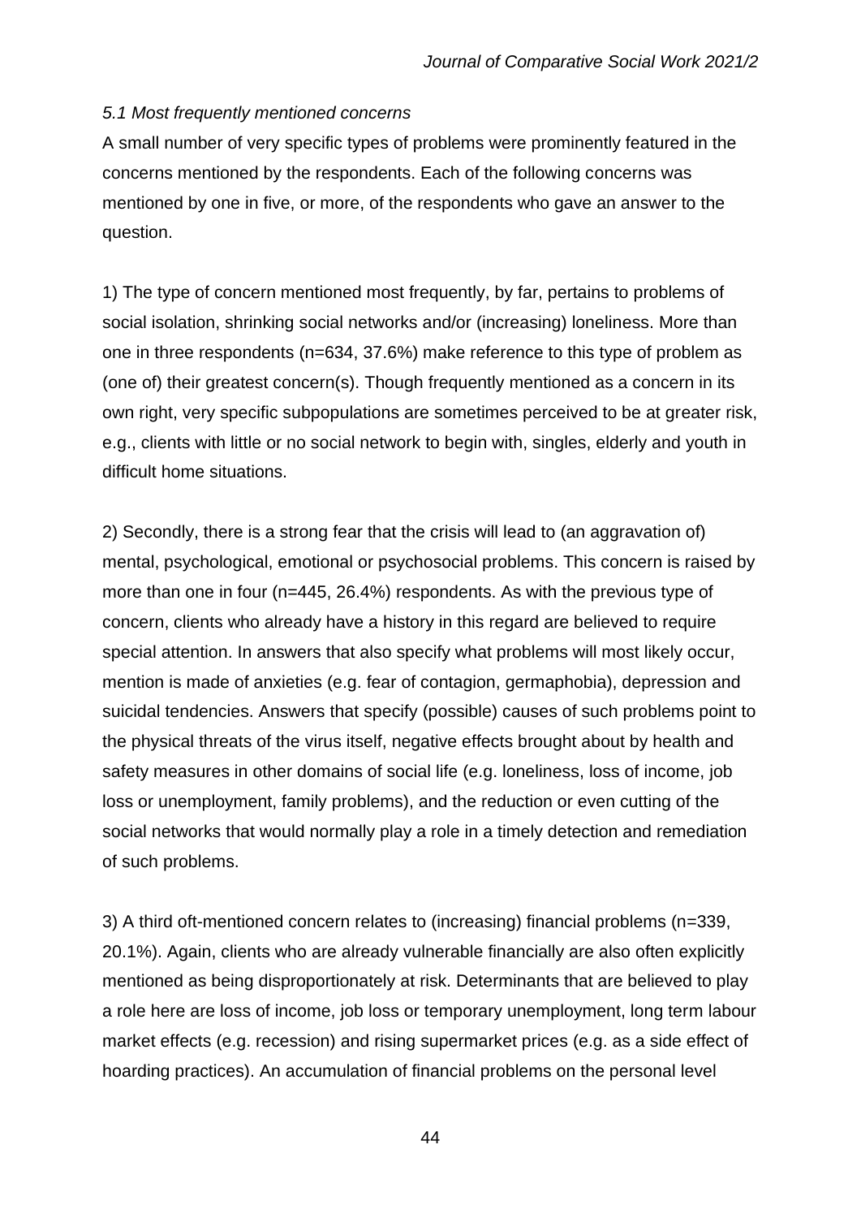*5.1 Most frequently mentioned concerns*

A small number of very specific types of problems were prominently featured in the concerns mentioned by the respondents. Each of the following concerns was mentioned by one in five, or more, of the respondents who gave an answer to the question.

1) The type of concern mentioned most frequently, by far, pertains to problems of social isolation, shrinking social networks and/or (increasing) loneliness. More than one in three respondents (n=634, 37.6%) make reference to this type of problem as (one of) their greatest concern(s). Though frequently mentioned as a concern in its own right, very specific subpopulations are sometimes perceived to be at greater risk, e.g., clients with little or no social network to begin with, singles, elderly and youth in difficult home situations.

2) Secondly, there is a strong fear that the crisis will lead to (an aggravation of) mental, psychological, emotional or psychosocial problems. This concern is raised by more than one in four (n=445, 26.4%) respondents. As with the previous type of concern, clients who already have a history in this regard are believed to require special attention. In answers that also specify what problems will most likely occur, mention is made of anxieties (e.g. fear of contagion, germaphobia), depression and suicidal tendencies. Answers that specify (possible) causes of such problems point to the physical threats of the virus itself, negative effects brought about by health and safety measures in other domains of social life (e.g. loneliness, loss of income, job loss or unemployment, family problems), and the reduction or even cutting of the social networks that would normally play a role in a timely detection and remediation of such problems.

3) A third oft-mentioned concern relates to (increasing) financial problems (n=339, 20.1%). Again, clients who are already vulnerable financially are also often explicitly mentioned as being disproportionately at risk. Determinants that are believed to play a role here are loss of income, job loss or temporary unemployment, long term labour market effects (e.g. recession) and rising supermarket prices (e.g. as a side effect of hoarding practices). An accumulation of financial problems on the personal level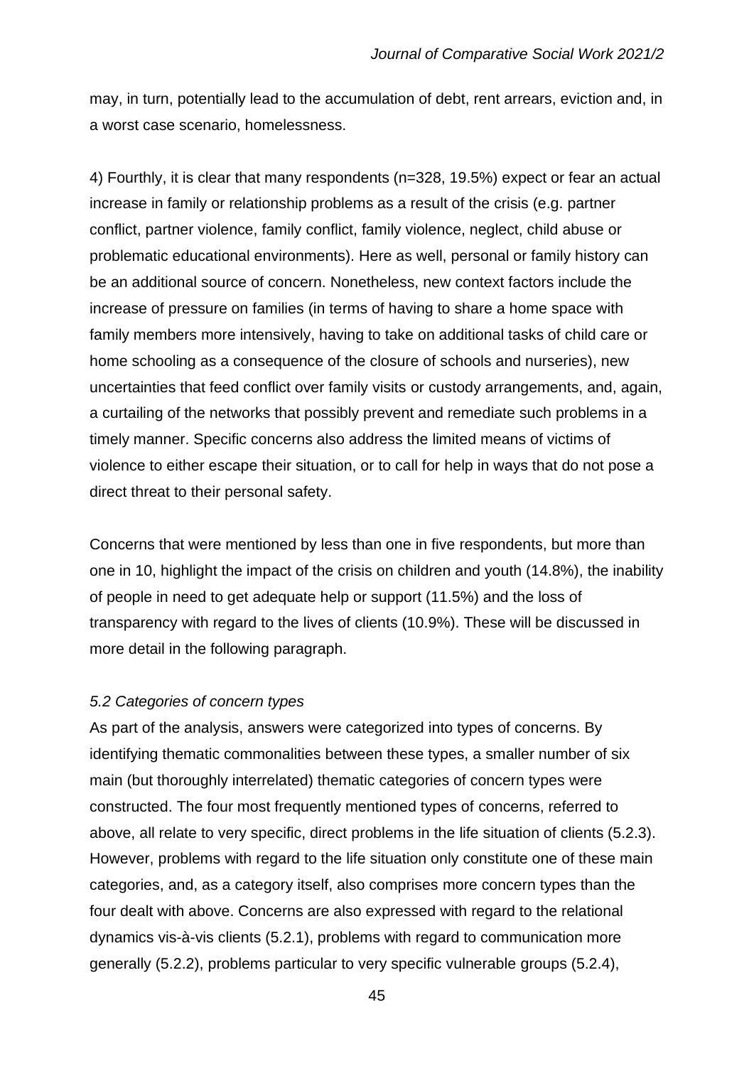may, in turn, potentially lead to the accumulation of debt, rent arrears, eviction and, in a worst case scenario, homelessness.

4) Fourthly, it is clear that many respondents (n=328, 19.5%) expect or fear an actual increase in family or relationship problems as a result of the crisis (e.g. partner conflict, partner violence, family conflict, family violence, neglect, child abuse or problematic educational environments). Here as well, personal or family history can be an additional source of concern. Nonetheless, new context factors include the increase of pressure on families (in terms of having to share a home space with family members more intensively, having to take on additional tasks of child care or home schooling as a consequence of the closure of schools and nurseries), new uncertainties that feed conflict over family visits or custody arrangements, and, again, a curtailing of the networks that possibly prevent and remediate such problems in a timely manner. Specific concerns also address the limited means of victims of violence to either escape their situation, or to call for help in ways that do not pose a direct threat to their personal safety.

Concerns that were mentioned by less than one in five respondents, but more than one in 10, highlight the impact of the crisis on children and youth (14.8%), the inability of people in need to get adequate help or support (11.5%) and the loss of transparency with regard to the lives of clients (10.9%). These will be discussed in more detail in the following paragraph.

### *5.2 Categories of concern types*

As part of the analysis, answers were categorized into types of concerns. By identifying thematic commonalities between these types, a smaller number of six main (but thoroughly interrelated) thematic categories of concern types were constructed. The four most frequently mentioned types of concerns, referred to above, all relate to very specific, direct problems in the life situation of clients (5.2.3). However, problems with regard to the life situation only constitute one of these main categories, and, as a category itself, also comprises more concern types than the four dealt with above. Concerns are also expressed with regard to the relational dynamics vis-à-vis clients (5.2.1), problems with regard to communication more generally (5.2.2), problems particular to very specific vulnerable groups (5.2.4),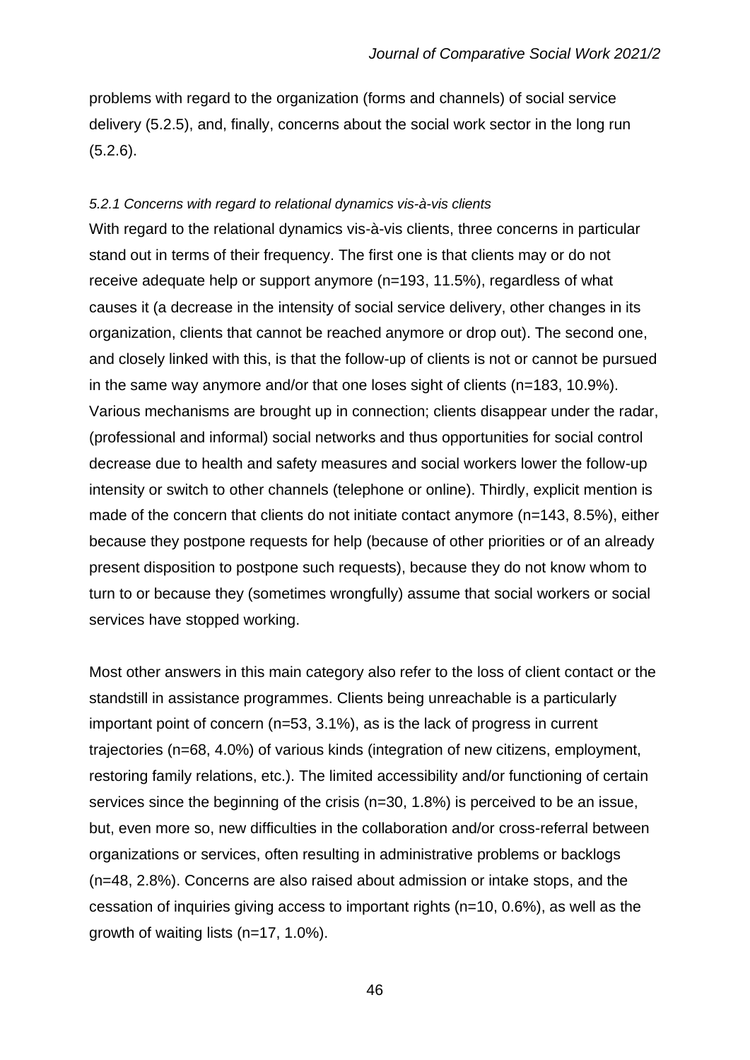problems with regard to the organization (forms and channels) of social service delivery (5.2.5), and, finally, concerns about the social work sector in the long run (5.2.6).

#### *5.2.1 Concerns with regard to relational dynamics vis-à-vis clients*

With regard to the relational dynamics vis-à-vis clients, three concerns in particular stand out in terms of their frequency. The first one is that clients may or do not receive adequate help or support anymore (n=193, 11.5%), regardless of what causes it (a decrease in the intensity of social service delivery, other changes in its organization, clients that cannot be reached anymore or drop out). The second one, and closely linked with this, is that the follow-up of clients is not or cannot be pursued in the same way anymore and/or that one loses sight of clients (n=183, 10.9%). Various mechanisms are brought up in connection; clients disappear under the radar, (professional and informal) social networks and thus opportunities for social control decrease due to health and safety measures and social workers lower the follow-up intensity or switch to other channels (telephone or online). Thirdly, explicit mention is made of the concern that clients do not initiate contact anymore (n=143, 8.5%), either because they postpone requests for help (because of other priorities or of an already present disposition to postpone such requests), because they do not know whom to turn to or because they (sometimes wrongfully) assume that social workers or social services have stopped working.

Most other answers in this main category also refer to the loss of client contact or the standstill in assistance programmes. Clients being unreachable is a particularly important point of concern (n=53, 3.1%), as is the lack of progress in current trajectories (n=68, 4.0%) of various kinds (integration of new citizens, employment, restoring family relations, etc.). The limited accessibility and/or functioning of certain services since the beginning of the crisis (n=30, 1.8%) is perceived to be an issue, but, even more so, new difficulties in the collaboration and/or cross-referral between organizations or services, often resulting in administrative problems or backlogs (n=48, 2.8%). Concerns are also raised about admission or intake stops, and the cessation of inquiries giving access to important rights (n=10, 0.6%), as well as the growth of waiting lists (n=17, 1.0%).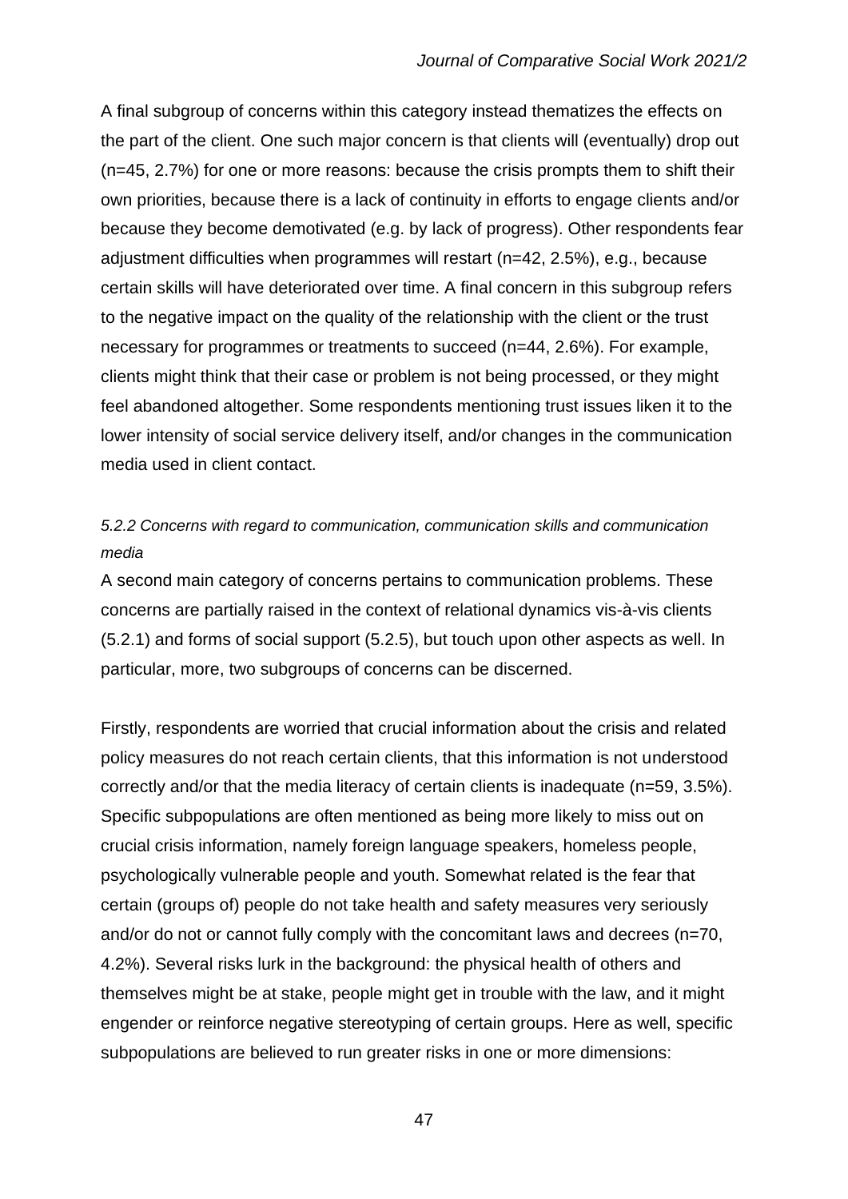A final subgroup of concerns within this category instead thematizes the effects on the part of the client. One such major concern is that clients will (eventually) drop out (n=45, 2.7%) for one or more reasons: because the crisis prompts them to shift their own priorities, because there is a lack of continuity in efforts to engage clients and/or because they become demotivated (e.g. by lack of progress). Other respondents fear adjustment difficulties when programmes will restart (n=42, 2.5%), e.g., because certain skills will have deteriorated over time. A final concern in this subgroup refers to the negative impact on the quality of the relationship with the client or the trust necessary for programmes or treatments to succeed (n=44, 2.6%). For example, clients might think that their case or problem is not being processed, or they might feel abandoned altogether. Some respondents mentioning trust issues liken it to the lower intensity of social service delivery itself, and/or changes in the communication media used in client contact.

### *5.2.2 Concerns with regard to communication, communication skills and communication media*

A second main category of concerns pertains to communication problems. These concerns are partially raised in the context of relational dynamics vis-à-vis clients (5.2.1) and forms of social support (5.2.5), but touch upon other aspects as well. In particular, more, two subgroups of concerns can be discerned.

Firstly, respondents are worried that crucial information about the crisis and related policy measures do not reach certain clients, that this information is not understood correctly and/or that the media literacy of certain clients is inadequate (n=59, 3.5%). Specific subpopulations are often mentioned as being more likely to miss out on crucial crisis information, namely foreign language speakers, homeless people, psychologically vulnerable people and youth. Somewhat related is the fear that certain (groups of) people do not take health and safety measures very seriously and/or do not or cannot fully comply with the concomitant laws and decrees (n=70, 4.2%). Several risks lurk in the background: the physical health of others and themselves might be at stake, people might get in trouble with the law, and it might engender or reinforce negative stereotyping of certain groups. Here as well, specific subpopulations are believed to run greater risks in one or more dimensions: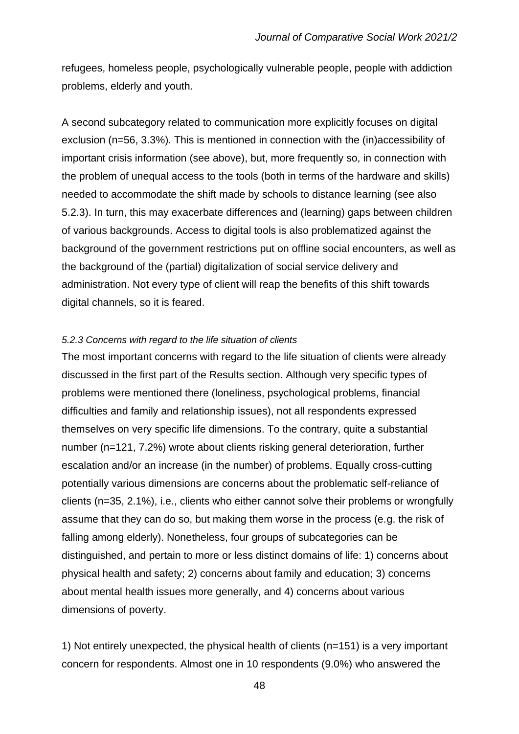refugees, homeless people, psychologically vulnerable people, people with addiction problems, elderly and youth.

A second subcategory related to communication more explicitly focuses on digital exclusion (n=56, 3.3%). This is mentioned in connection with the (in)accessibility of important crisis information (see above), but, more frequently so, in connection with the problem of unequal access to the tools (both in terms of the hardware and skills) needed to accommodate the shift made by schools to distance learning (see also 5.2.3). In turn, this may exacerbate differences and (learning) gaps between children of various backgrounds. Access to digital tools is also problematized against the background of the government restrictions put on offline social encounters, as well as the background of the (partial) digitalization of social service delivery and administration. Not every type of client will reap the benefits of this shift towards digital channels, so it is feared.

#### *5.2.3 Concerns with regard to the life situation of clients*

The most important concerns with regard to the life situation of clients were already discussed in the first part of the Results section. Although very specific types of problems were mentioned there (loneliness, psychological problems, financial difficulties and family and relationship issues), not all respondents expressed themselves on very specific life dimensions. To the contrary, quite a substantial number (n=121, 7.2%) wrote about clients risking general deterioration, further escalation and/or an increase (in the number) of problems. Equally cross-cutting potentially various dimensions are concerns about the problematic self-reliance of clients (n=35, 2.1%), i.e., clients who either cannot solve their problems or wrongfully assume that they can do so, but making them worse in the process (e.g. the risk of falling among elderly). Nonetheless, four groups of subcategories can be distinguished, and pertain to more or less distinct domains of life: 1) concerns about physical health and safety; 2) concerns about family and education; 3) concerns about mental health issues more generally, and 4) concerns about various dimensions of poverty.

1) Not entirely unexpected, the physical health of clients (n=151) is a very important concern for respondents. Almost one in 10 respondents (9.0%) who answered the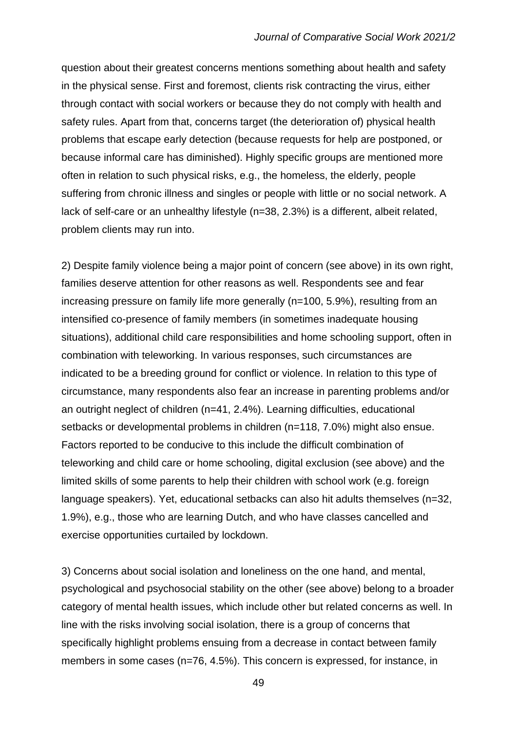question about their greatest concerns mentions something about health and safety in the physical sense. First and foremost, clients risk contracting the virus, either through contact with social workers or because they do not comply with health and safety rules. Apart from that, concerns target (the deterioration of) physical health problems that escape early detection (because requests for help are postponed, or because informal care has diminished). Highly specific groups are mentioned more often in relation to such physical risks, e.g., the homeless, the elderly, people suffering from chronic illness and singles or people with little or no social network. A lack of self-care or an unhealthy lifestyle (n=38, 2.3%) is a different, albeit related, problem clients may run into.

2) Despite family violence being a major point of concern (see above) in its own right, families deserve attention for other reasons as well. Respondents see and fear increasing pressure on family life more generally (n=100, 5.9%), resulting from an intensified co-presence of family members (in sometimes inadequate housing situations), additional child care responsibilities and home schooling support, often in combination with teleworking. In various responses, such circumstances are indicated to be a breeding ground for conflict or violence. In relation to this type of circumstance, many respondents also fear an increase in parenting problems and/or an outright neglect of children (n=41, 2.4%). Learning difficulties, educational setbacks or developmental problems in children (n=118, 7.0%) might also ensue. Factors reported to be conducive to this include the difficult combination of teleworking and child care or home schooling, digital exclusion (see above) and the limited skills of some parents to help their children with school work (e.g. foreign language speakers). Yet, educational setbacks can also hit adults themselves (n=32, 1.9%), e.g., those who are learning Dutch, and who have classes cancelled and exercise opportunities curtailed by lockdown.

3) Concerns about social isolation and loneliness on the one hand, and mental, psychological and psychosocial stability on the other (see above) belong to a broader category of mental health issues, which include other but related concerns as well. In line with the risks involving social isolation, there is a group of concerns that specifically highlight problems ensuing from a decrease in contact between family members in some cases (n=76, 4.5%). This concern is expressed, for instance, in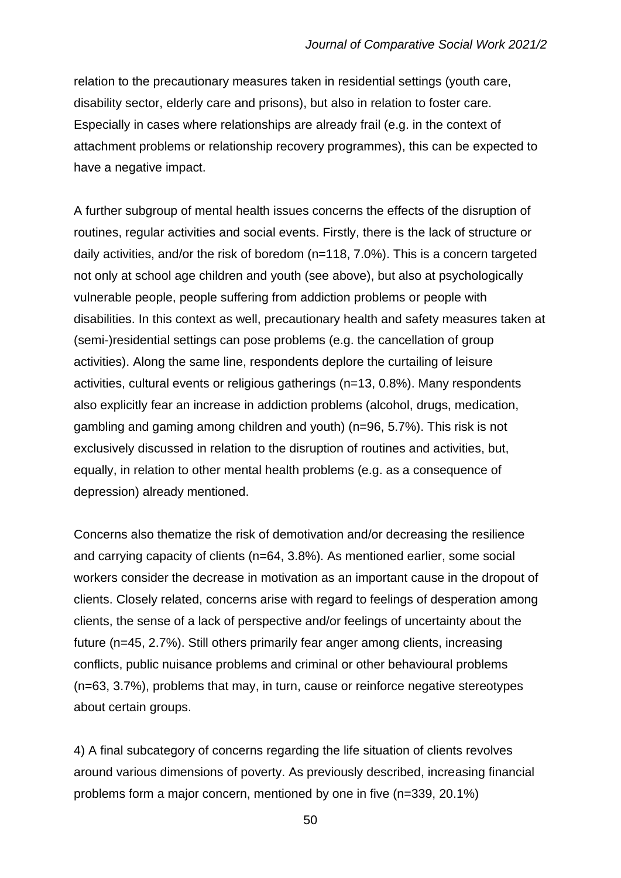relation to the precautionary measures taken in residential settings (youth care, disability sector, elderly care and prisons), but also in relation to foster care. Especially in cases where relationships are already frail (e.g. in the context of attachment problems or relationship recovery programmes), this can be expected to have a negative impact.

A further subgroup of mental health issues concerns the effects of the disruption of routines, regular activities and social events. Firstly, there is the lack of structure or daily activities, and/or the risk of boredom (n=118, 7.0%). This is a concern targeted not only at school age children and youth (see above), but also at psychologically vulnerable people, people suffering from addiction problems or people with disabilities. In this context as well, precautionary health and safety measures taken at (semi-)residential settings can pose problems (e.g. the cancellation of group activities). Along the same line, respondents deplore the curtailing of leisure activities, cultural events or religious gatherings (n=13, 0.8%). Many respondents also explicitly fear an increase in addiction problems (alcohol, drugs, medication, gambling and gaming among children and youth) (n=96, 5.7%). This risk is not exclusively discussed in relation to the disruption of routines and activities, but, equally, in relation to other mental health problems (e.g. as a consequence of depression) already mentioned.

Concerns also thematize the risk of demotivation and/or decreasing the resilience and carrying capacity of clients (n=64, 3.8%). As mentioned earlier, some social workers consider the decrease in motivation as an important cause in the dropout of clients. Closely related, concerns arise with regard to feelings of desperation among clients, the sense of a lack of perspective and/or feelings of uncertainty about the future (n=45, 2.7%). Still others primarily fear anger among clients, increasing conflicts, public nuisance problems and criminal or other behavioural problems (n=63, 3.7%), problems that may, in turn, cause or reinforce negative stereotypes about certain groups.

4) A final subcategory of concerns regarding the life situation of clients revolves around various dimensions of poverty. As previously described, increasing financial problems form a major concern, mentioned by one in five (n=339, 20.1%)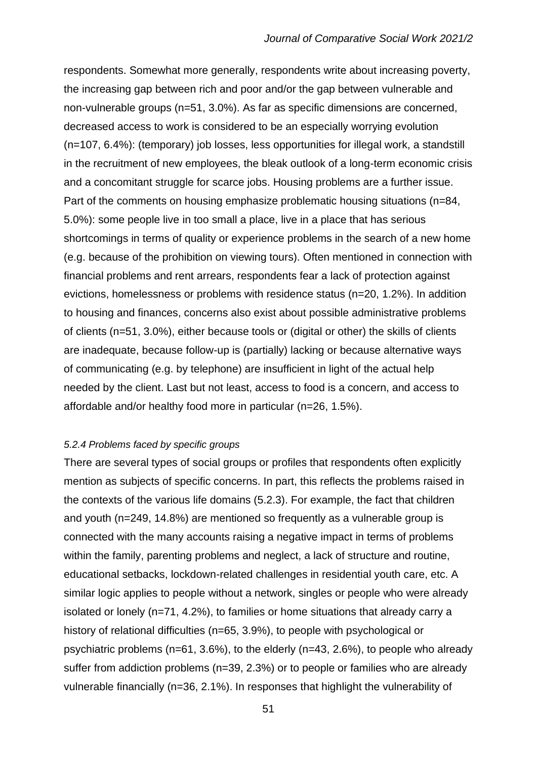respondents. Somewhat more generally, respondents write about increasing poverty, the increasing gap between rich and poor and/or the gap between vulnerable and non-vulnerable groups (n=51, 3.0%). As far as specific dimensions are concerned, decreased access to work is considered to be an especially worrying evolution (n=107, 6.4%): (temporary) job losses, less opportunities for illegal work, a standstill in the recruitment of new employees, the bleak outlook of a long-term economic crisis and a concomitant struggle for scarce jobs. Housing problems are a further issue. Part of the comments on housing emphasize problematic housing situations (n=84, 5.0%): some people live in too small a place, live in a place that has serious shortcomings in terms of quality or experience problems in the search of a new home (e.g. because of the prohibition on viewing tours). Often mentioned in connection with financial problems and rent arrears, respondents fear a lack of protection against evictions, homelessness or problems with residence status (n=20, 1.2%). In addition to housing and finances, concerns also exist about possible administrative problems of clients (n=51, 3.0%), either because tools or (digital or other) the skills of clients are inadequate, because follow-up is (partially) lacking or because alternative ways of communicating (e.g. by telephone) are insufficient in light of the actual help needed by the client. Last but not least, access to food is a concern, and access to affordable and/or healthy food more in particular (n=26, 1.5%).

#### *5.2.4 Problems faced by specific groups*

There are several types of social groups or profiles that respondents often explicitly mention as subjects of specific concerns. In part, this reflects the problems raised in the contexts of the various life domains (5.2.3). For example, the fact that children and youth (n=249, 14.8%) are mentioned so frequently as a vulnerable group is connected with the many accounts raising a negative impact in terms of problems within the family, parenting problems and neglect, a lack of structure and routine, educational setbacks, lockdown-related challenges in residential youth care, etc. A similar logic applies to people without a network, singles or people who were already isolated or lonely (n=71, 4.2%), to families or home situations that already carry a history of relational difficulties (n=65, 3.9%), to people with psychological or psychiatric problems (n=61, 3.6%), to the elderly (n=43, 2.6%), to people who already suffer from addiction problems (n=39, 2.3%) or to people or families who are already vulnerable financially (n=36, 2.1%). In responses that highlight the vulnerability of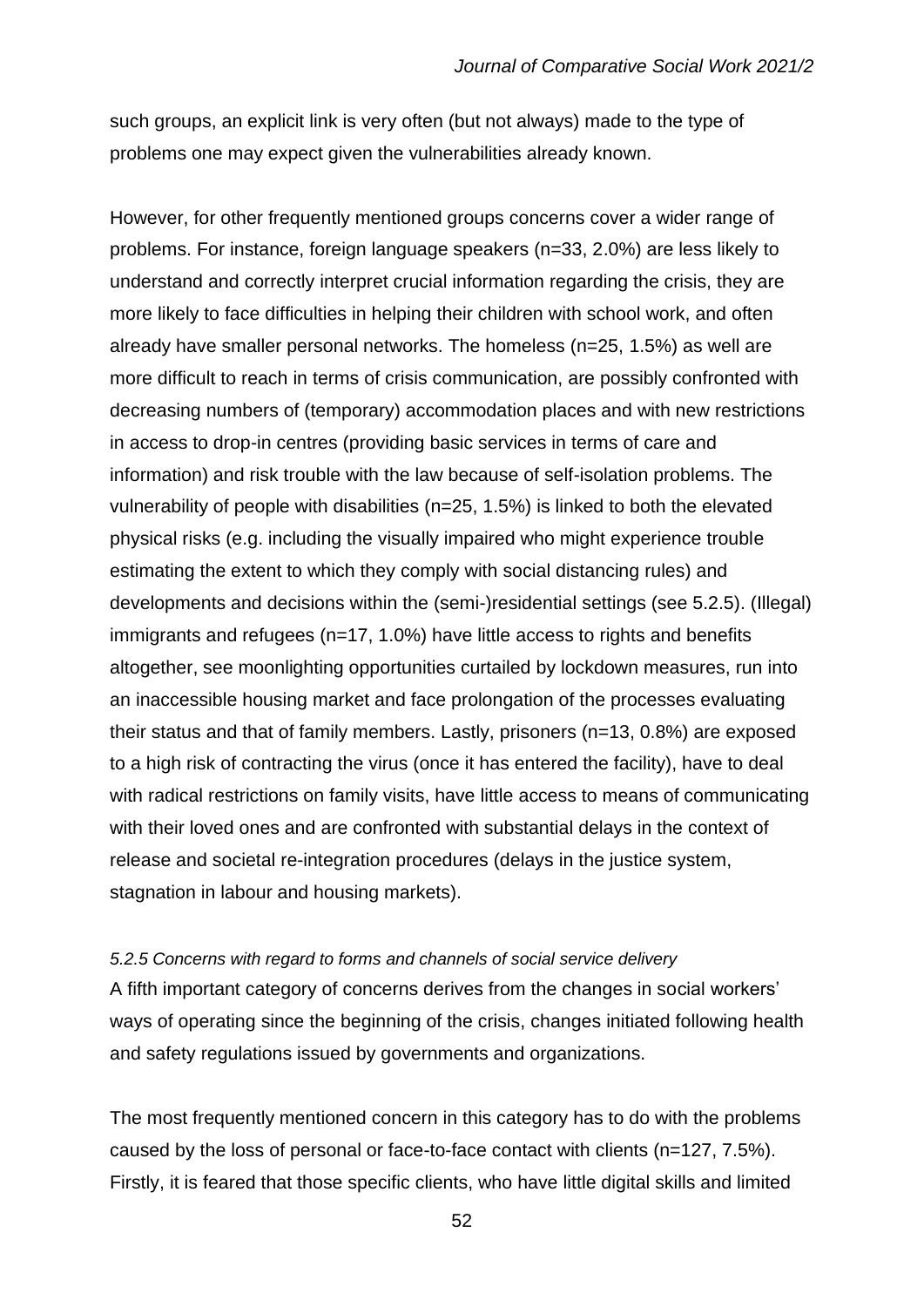such groups, an explicit link is very often (but not always) made to the type of problems one may expect given the vulnerabilities already known.

However, for other frequently mentioned groups concerns cover a wider range of problems. For instance, foreign language speakers (n=33, 2.0%) are less likely to understand and correctly interpret crucial information regarding the crisis, they are more likely to face difficulties in helping their children with school work, and often already have smaller personal networks. The homeless (n=25, 1.5%) as well are more difficult to reach in terms of crisis communication, are possibly confronted with decreasing numbers of (temporary) accommodation places and with new restrictions in access to drop-in centres (providing basic services in terms of care and information) and risk trouble with the law because of self-isolation problems. The vulnerability of people with disabilities (n=25, 1.5%) is linked to both the elevated physical risks (e.g. including the visually impaired who might experience trouble estimating the extent to which they comply with social distancing rules) and developments and decisions within the (semi-)residential settings (see 5.2.5). (Illegal) immigrants and refugees (n=17, 1.0%) have little access to rights and benefits altogether, see moonlighting opportunities curtailed by lockdown measures, run into an inaccessible housing market and face prolongation of the processes evaluating their status and that of family members. Lastly, prisoners (n=13, 0.8%) are exposed to a high risk of contracting the virus (once it has entered the facility), have to deal with radical restrictions on family visits, have little access to means of communicating with their loved ones and are confronted with substantial delays in the context of release and societal re-integration procedures (delays in the justice system, stagnation in labour and housing markets).

#### *5.2.5 Concerns with regard to forms and channels of social service delivery*

A fifth important category of concerns derives from the changes in social workers' ways of operating since the beginning of the crisis, changes initiated following health and safety regulations issued by governments and organizations.

The most frequently mentioned concern in this category has to do with the problems caused by the loss of personal or face-to-face contact with clients (n=127, 7.5%). Firstly, it is feared that those specific clients, who have little digital skills and limited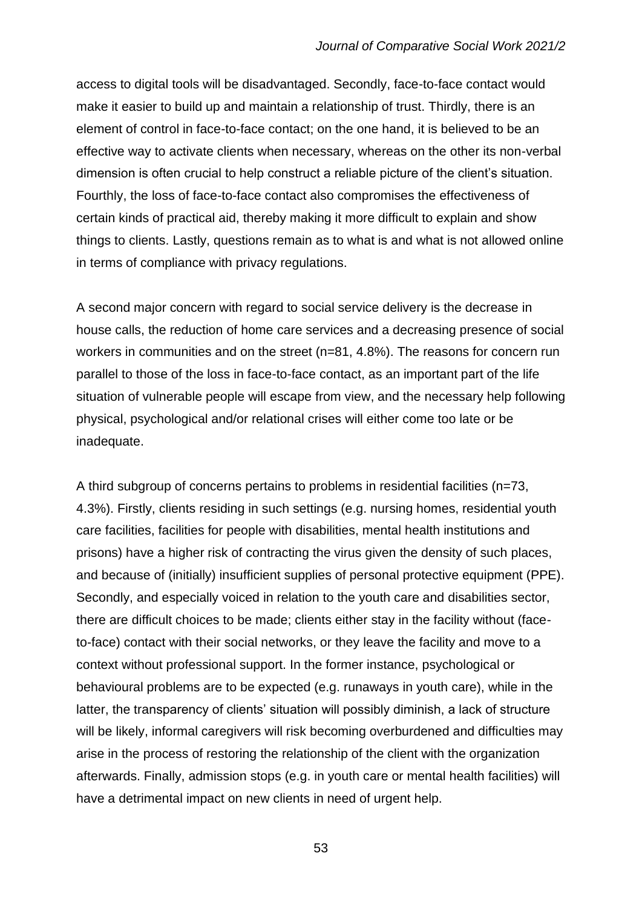access to digital tools will be disadvantaged. Secondly, face-to-face contact would make it easier to build up and maintain a relationship of trust. Thirdly, there is an element of control in face-to-face contact; on the one hand, it is believed to be an effective way to activate clients when necessary, whereas on the other its non-verbal dimension is often crucial to help construct a reliable picture of the client's situation. Fourthly, the loss of face-to-face contact also compromises the effectiveness of certain kinds of practical aid, thereby making it more difficult to explain and show things to clients. Lastly, questions remain as to what is and what is not allowed online in terms of compliance with privacy regulations.

A second major concern with regard to social service delivery is the decrease in house calls, the reduction of home care services and a decreasing presence of social workers in communities and on the street (n=81, 4.8%). The reasons for concern run parallel to those of the loss in face-to-face contact, as an important part of the life situation of vulnerable people will escape from view, and the necessary help following physical, psychological and/or relational crises will either come too late or be inadequate.

A third subgroup of concerns pertains to problems in residential facilities (n=73, 4.3%). Firstly, clients residing in such settings (e.g. nursing homes, residential youth care facilities, facilities for people with disabilities, mental health institutions and prisons) have a higher risk of contracting the virus given the density of such places, and because of (initially) insufficient supplies of personal protective equipment (PPE). Secondly, and especially voiced in relation to the youth care and disabilities sector, there are difficult choices to be made; clients either stay in the facility without (face-to-face) contact with their social networks, or they leave the facility and move to a context without professional support. In the former instance, psychological or behavioural problems are to be expected (e.g. runaways in youth care), while in the latter, the transparency of clients' situation will possibly diminish, a lack of structure will be likely, informal caregivers will risk becoming overburdened and difficulties may arise in the process of restoring the relationship of the client with the organization afterwards. Finally, admission stops (e.g. in youth care or mental health facilities) will have a detrimental impact on new clients in need of urgent help.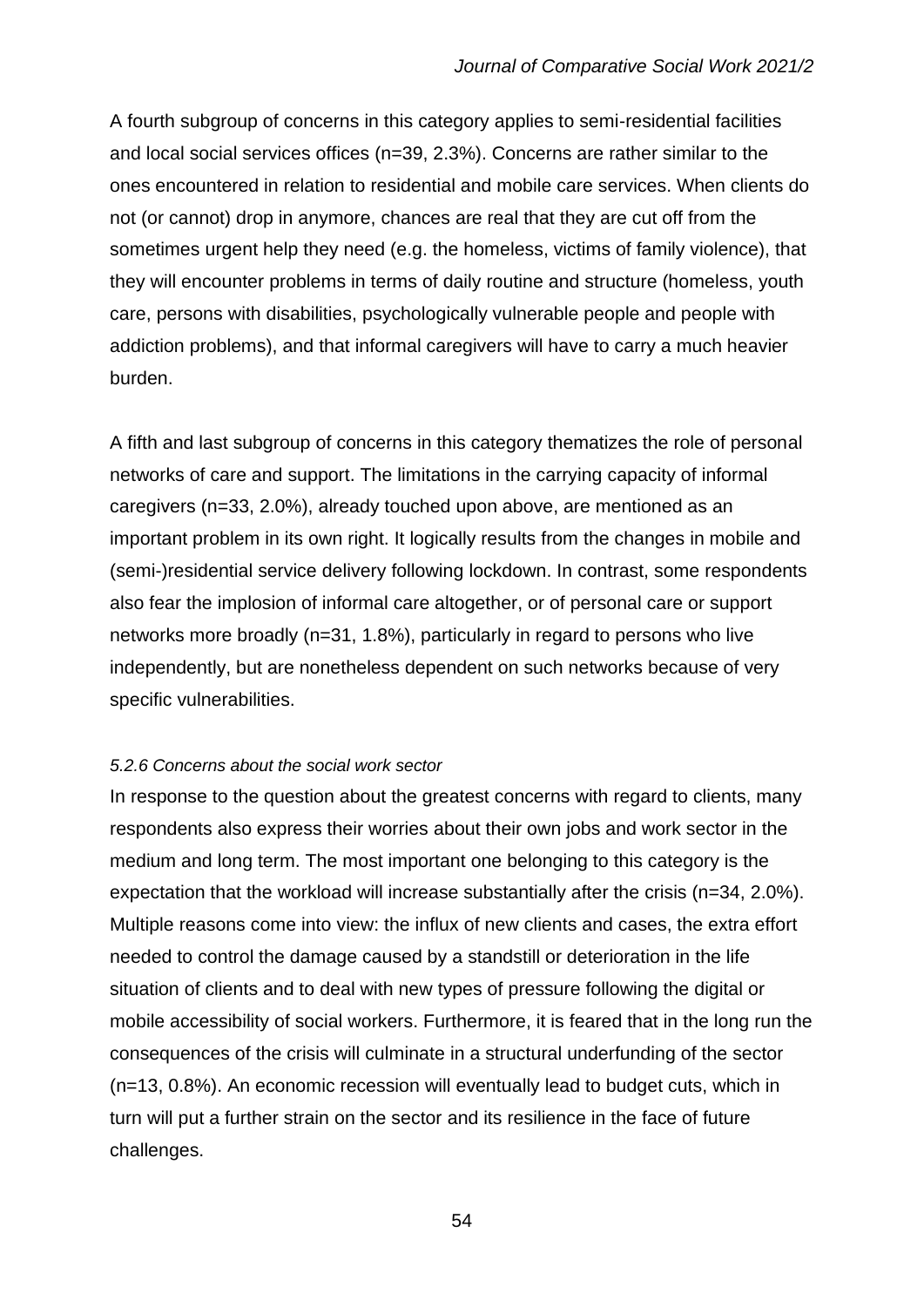A fourth subgroup of concerns in this category applies to semi-residential facilities and local social services offices (n=39, 2.3%). Concerns are rather similar to the ones encountered in relation to residential and mobile care services. When clients do not (or cannot) drop in anymore, chances are real that they are cut off from the sometimes urgent help they need (e.g. the homeless, victims of family violence), that they will encounter problems in terms of daily routine and structure (homeless, youth care, persons with disabilities, psychologically vulnerable people and people with addiction problems), and that informal caregivers will have to carry a much heavier burden.

A fifth and last subgroup of concerns in this category thematizes the role of personal networks of care and support. The limitations in the carrying capacity of informal caregivers (n=33, 2.0%), already touched upon above, are mentioned as an important problem in its own right. It logically results from the changes in mobile and (semi-)residential service delivery following lockdown. In contrast, some respondents also fear the implosion of informal care altogether, or of personal care or support networks more broadly (n=31, 1.8%), particularly in regard to persons who live independently, but are nonetheless dependent on such networks because of very specific vulnerabilities.

#### *5.2.6 Concerns about the social work sector*

In response to the question about the greatest concerns with regard to clients, many respondents also express their worries about their own jobs and work sector in the medium and long term. The most important one belonging to this category is the expectation that the workload will increase substantially after the crisis (n=34, 2.0%). Multiple reasons come into view: the influx of new clients and cases, the extra effort needed to control the damage caused by a standstill or deterioration in the life situation of clients and to deal with new types of pressure following the digital or mobile accessibility of social workers. Furthermore, it is feared that in the long run the consequences of the crisis will culminate in a structural underfunding of the sector (n=13, 0.8%). An economic recession will eventually lead to budget cuts, which in turn will put a further strain on the sector and its resilience in the face of future challenges.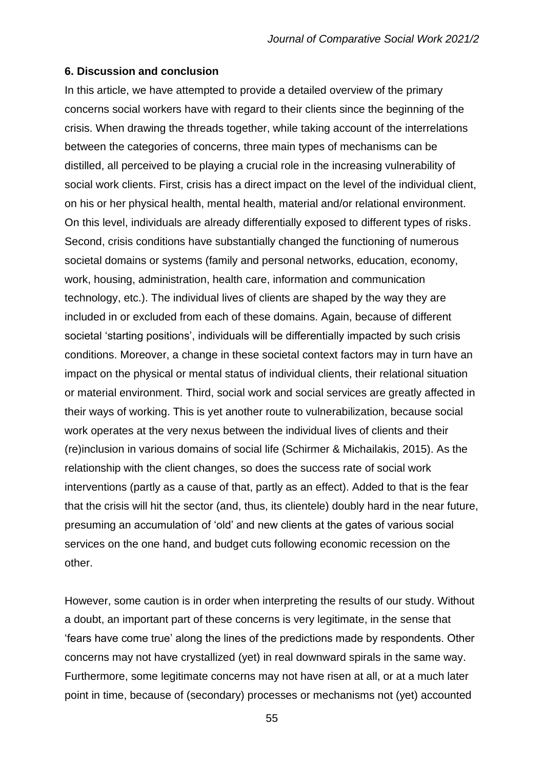## 6. Discussion and conclusion

In this article, we have attempted to provide a detailed overview of the primary concerns social workers have with regard to their clients since the beginning of the crisis. When drawing the threads together, while taking account of the interrelations between the categories of concerns, three main types of mechanisms can be distilled, all perceived to be playing a crucial role in the increasing vulnerability of social work clients. First, crisis has a direct impact on the level of the individual client, on his or her physical health, mental health, material and/or relational environment. On this level, individuals are already differentially exposed to different types of risks. Second, crisis conditions have substantially changed the functioning of numerous societal domains or systems (family and personal networks, education, economy, work, housing, administration, health care, information and communication technology, etc.). The individual lives of clients are shaped by the way they are included in or excluded from each of these domains. Again, because of different societal 'starting positions', individuals will be differentially impacted by such crisis conditions. Moreover, a change in these societal context factors may in turn have an impact on the physical or mental status of individual clients, their relational situation or material environment. Third, social work and social services are greatly affected in their ways of working. This is yet another route to vulnerabilization, because social work operates at the very nexus between the individual lives of clients and their (re)inclusion in various domains of social life (Schirmer & Michailakis, 2015). As the relationship with the client changes, so does the success rate of social work interventions (partly as a cause of that, partly as an effect). Added to that is the fear that the crisis will hit the sector (and, thus, its clientele) doubly hard in the near future, presuming an accumulation of 'old' and new clients at the gates of various social services on the one hand, and budget cuts following economic recession on the other.

However, some caution is in order when interpreting the results of our study. Without a doubt, an important part of these concerns is very legitimate, in the sense that 'fears have come true' along the lines of the predictions made by respondents. Other concerns may not have crystallized (yet) in real downward spirals in the same way. Furthermore, some legitimate concerns may not have risen at all, or at a much later point in time, because of (secondary) processes or mechanisms not (yet) accounted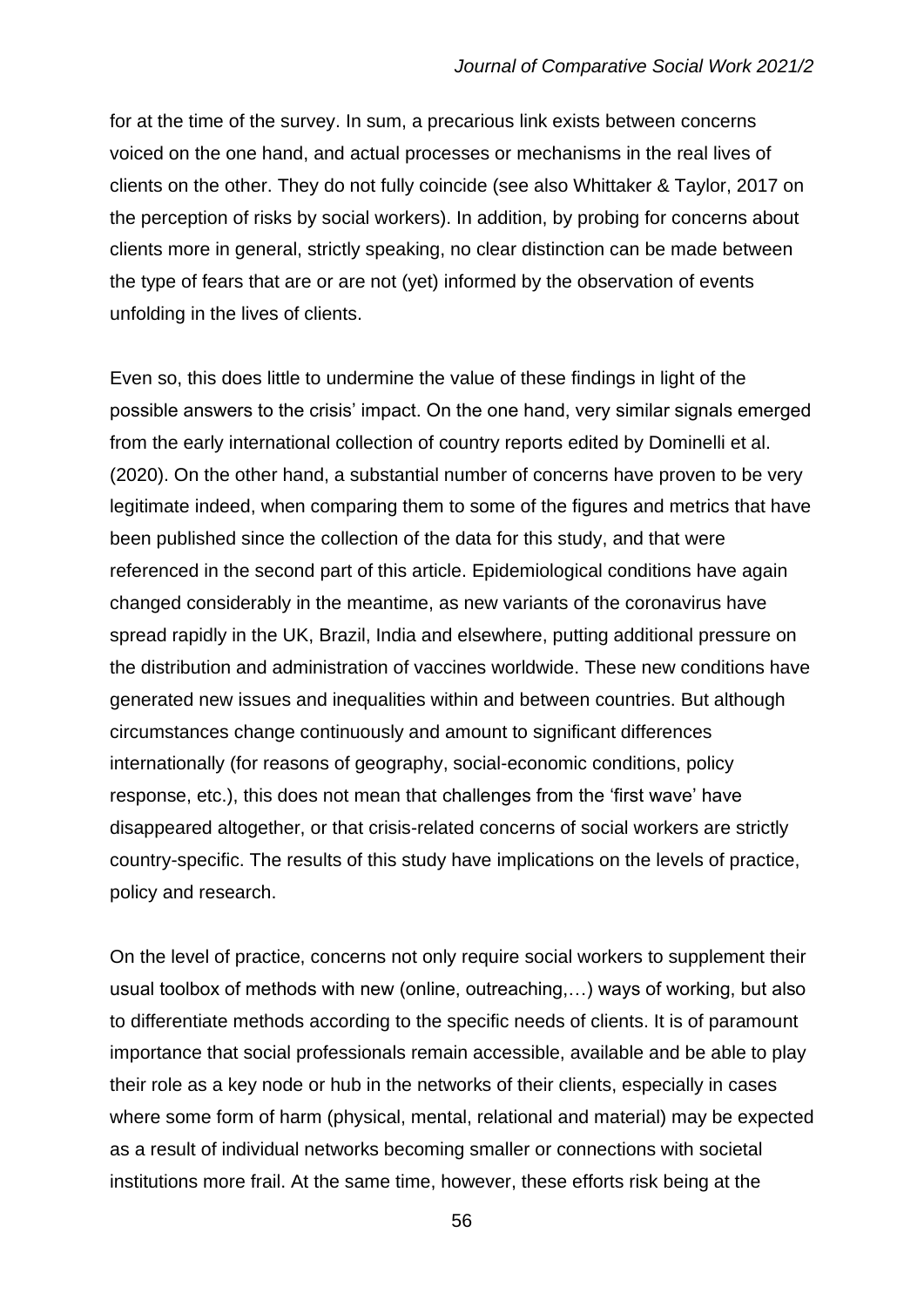for at the time of the survey. In sum, a precarious link exists between concerns voiced on the one hand, and actual processes or mechanisms in the real lives of clients on the other. They do not fully coincide (see also Whittaker & Taylor, 2017 on the perception of risks by social workers). In addition, by probing for concerns about clients more in general, strictly speaking, no clear distinction can be made between the type of fears that are or are not (yet) informed by the observation of events unfolding in the lives of clients.

Even so, this does little to undermine the value of these findings in light of the possible answers to the crisis' impact. On the one hand, very similar signals emerged from the early international collection of country reports edited by Dominelli et al. (2020). On the other hand, a substantial number of concerns have proven to be very legitimate indeed, when comparing them to some of the figures and metrics that have been published since the collection of the data for this study, and that were referenced in the second part of this article. Epidemiological conditions have again changed considerably in the meantime, as new variants of the coronavirus have spread rapidly in the UK, Brazil, India and elsewhere, putting additional pressure on the distribution and administration of vaccines worldwide. These new conditions have generated new issues and inequalities within and between countries. But although circumstances change continuously and amount to significant differences internationally (for reasons of geography, social-economic conditions, policy response, etc.), this does not mean that challenges from the 'first wave' have disappeared altogether, or that crisis-related concerns of social workers are strictly country-specific. The results of this study have implications on the levels of practice, policy and research.

On the level of practice, concerns not only require social workers to supplement their usual toolbox of methods with new (online, outreaching,…) ways of working, but also to differentiate methods according to the specific needs of clients. It is of paramount importance that social professionals remain accessible, available and be able to play their role as a key node or hub in the networks of their clients, especially in cases where some form of harm (physical, mental, relational and material) may be expected as a result of individual networks becoming smaller or connections with societal institutions more frail. At the same time, however, these efforts risk being at the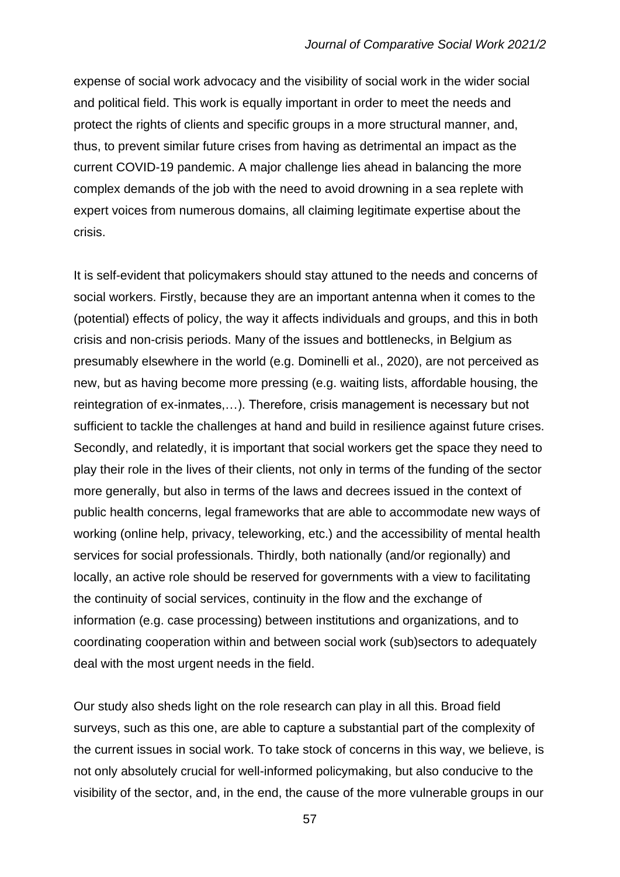expense of social work advocacy and the visibility of social work in the wider social and political field. This work is equally important in order to meet the needs and protect the rights of clients and specific groups in a more structural manner, and, thus, to prevent similar future crises from having as detrimental an impact as the current COVID-19 pandemic. A major challenge lies ahead in balancing the more complex demands of the job with the need to avoid drowning in a sea replete with expert voices from numerous domains, all claiming legitimate expertise about the crisis.

It is self-evident that policymakers should stay attuned to the needs and concerns of social workers. Firstly, because they are an important antenna when it comes to the (potential) effects of policy, the way it affects individuals and groups, and this in both crisis and non-crisis periods. Many of the issues and bottlenecks, in Belgium as presumably elsewhere in the world (e.g. Dominelli et al., 2020), are not perceived as new, but as having become more pressing (e.g. waiting lists, affordable housing, the reintegration of ex-inmates,…). Therefore, crisis management is necessary but not sufficient to tackle the challenges at hand and build in resilience against future crises. Secondly, and relatedly, it is important that social workers get the space they need to play their role in the lives of their clients, not only in terms of the funding of the sector more generally, but also in terms of the laws and decrees issued in the context of public health concerns, legal frameworks that are able to accommodate new ways of working (online help, privacy, teleworking, etc.) and the accessibility of mental health services for social professionals. Thirdly, both nationally (and/or regionally) and locally, an active role should be reserved for governments with a view to facilitating the continuity of social services, continuity in the flow and the exchange of information (e.g. case processing) between institutions and organizations, and to coordinating cooperation within and between social work (sub)sectors to adequately deal with the most urgent needs in the field.

Our study also sheds light on the role research can play in all this. Broad field surveys, such as this one, are able to capture a substantial part of the complexity of the current issues in social work. To take stock of concerns in this way, we believe, is not only absolutely crucial for well-informed policymaking, but also conducive to the visibility of the sector, and, in the end, the cause of the more vulnerable groups in our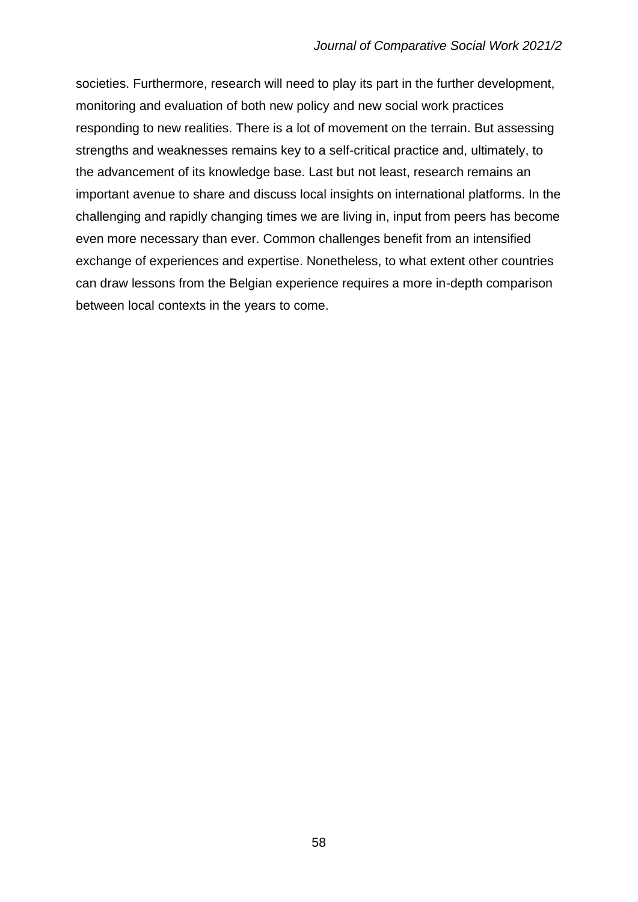societies. Furthermore, research will need to play its part in the further development, monitoring and evaluation of both new policy and new social work practices responding to new realities. There is a lot of movement on the terrain. But assessing strengths and weaknesses remains key to a self-critical practice and, ultimately, to the advancement of its knowledge base. Last but not least, research remains an important avenue to share and discuss local insights on international platforms. In the challenging and rapidly changing times we are living in, input from peers has become even more necessary than ever. Common challenges benefit from an intensified exchange of experiences and expertise. Nonetheless, to what extent other countries can draw lessons from the Belgian experience requires a more in-depth comparison between local contexts in the years to come.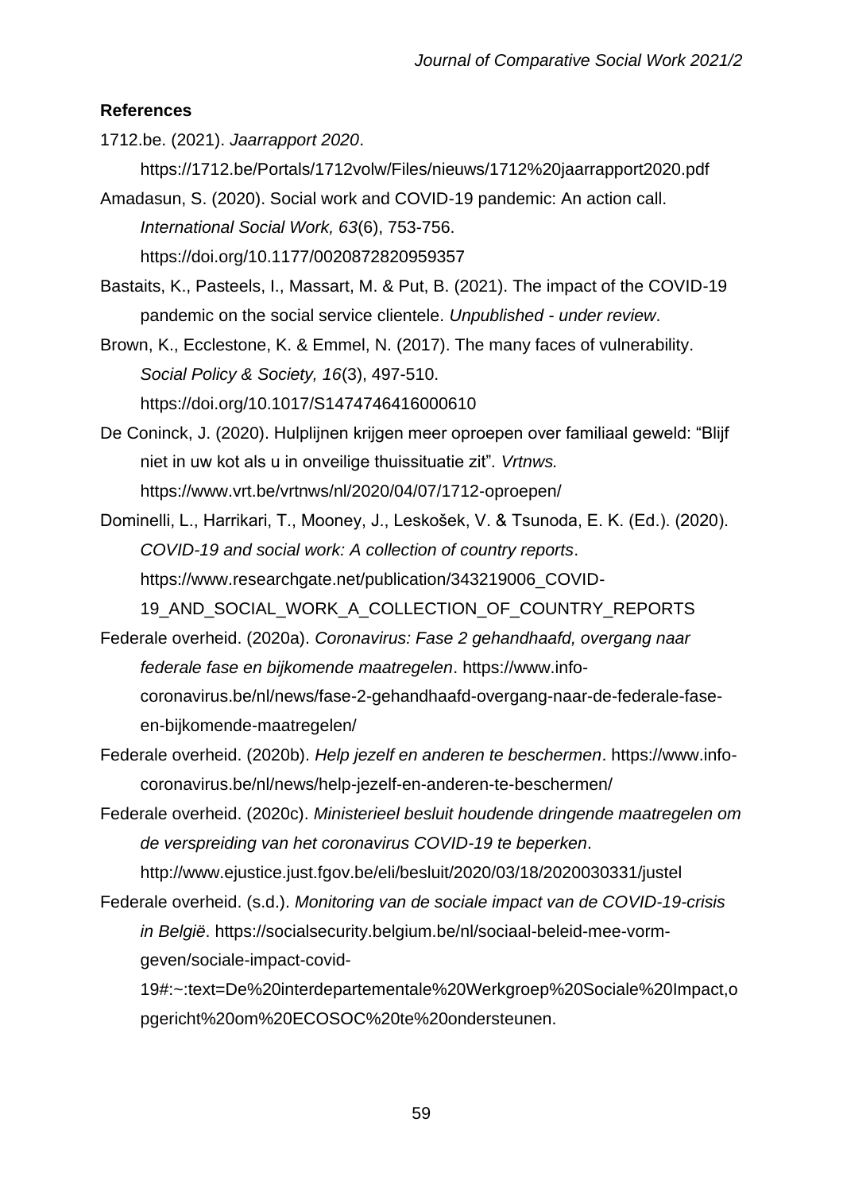**References**

1712.be. (2021). *Jaarrapport 2020*. https://1712.be/Portals/1712volw/Files/nieuws/1712%20jaarrapport2020.pdf

Amadasun, S. (2020). Social work and COVID-19 pandemic: An action call. *International Social Work, 63*(6), 753-756. https://doi.org/10.1177/0020872820959357

Bastaits, K., Pasteels, I., Massart, M. & Put, B. (2021). The impact of the COVID-19 pandemic on the social service clientele. *Unpublished - under review*.

Brown, K., Ecclestone, K. & Emmel, N. (2017). The many faces of vulnerability. *Social Policy & Society, 16*(3), 497-510. https://doi.org/10.1017/S1474746416000610

De Coninck, J. (2020). Hulplijnen krijgen meer oproepen over familiaal geweld: "Blijf niet in uw kot als u in onveilige thuissituatie zit". *Vrtnws.* https://www.vrt.be/vrtnws/nl/2020/04/07/1712-oproepen/

Dominelli, L., Harrikari, T., Mooney, J., Leskošek, V. & Tsunoda, E. K. (Ed.). (2020). *COVID-19 and social work: A collection of country reports*. https://www.researchgate.net/publication/343219006_COVID-19_AND_SOCIAL_WORK_A_COLLECTION_OF_COUNTRY_REPORTS

Federale overheid. (2020a). *Coronavirus: Fase 2 gehandhaafd, overgang naar federale fase en bijkomende maatregelen*. https://www.info-coronavirus.be/nl/news/fase-2-gehandhaafd-overgang-naar-de-federale-fase-en-bijkomende-maatregelen/

Federale overheid. (2020b). *Help jezelf en anderen te beschermen*. https://www.info-coronavirus.be/nl/news/help-jezelf-en-anderen-te-beschermen/

Federale overheid. (2020c). *Ministerieel besluit houdende dringende maatregelen om de verspreiding van het coronavirus COVID-19 te beperken*. http://www.ejustice.just.fgov.be/eli/besluit/2020/03/18/2020030331/justel

Federale overheid. (s.d.). *Monitoring van de sociale impact van de COVID-19-crisis in België*. https://socialsecurity.belgium.be/nl/sociaal-beleid-mee-vorm-geven/sociale-impact-covid-19#:~:text=De%20interdepartementale%20Werkgroep%20Sociale%20Impact,opgericht%20om%20ECOSOC%20te%20ondersteunen.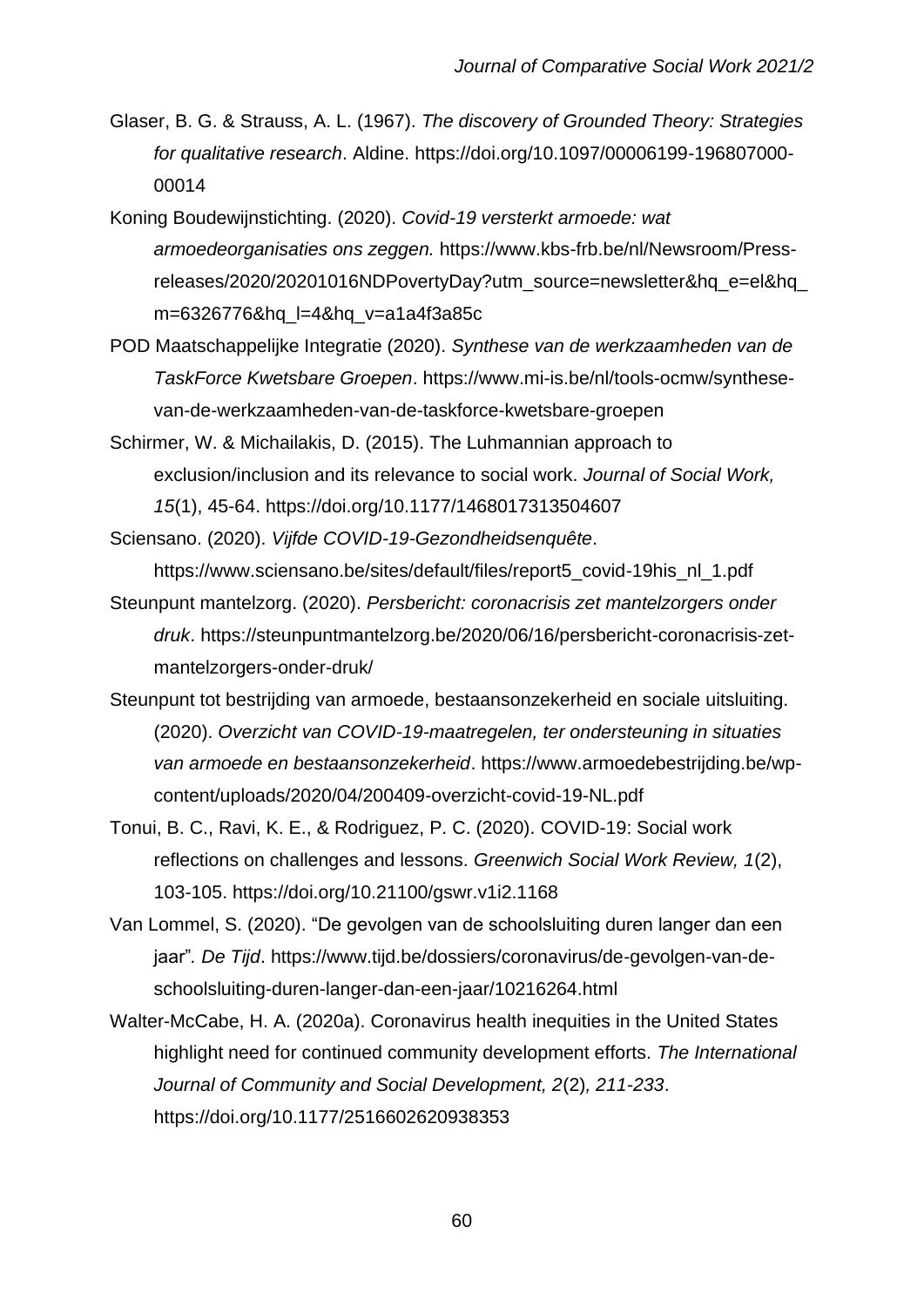Glaser, B. G. & Strauss, A. L. (1967). *The discovery of Grounded Theory: Strategies for qualitative research*. Aldine. https://doi.org/10.1097/00006199-196807000-00014

Koning Boudewijnstichting. (2020). *Covid-19 versterkt armoede: wat armoedeorganisaties ons zeggen.* https://www.kbs-frb.be/nl/Newsroom/Press-releases/2020/20201016NDPovertyDay?utm_source=newsletter&hq_e=el&hq_m=6326776&hq_l=4&hq_v=a1a4f3a85c

POD Maatschappelijke Integratie (2020). *Synthese van de werkzaamheden van de TaskForce Kwetsbare Groepen*. https://www.mi-is.be/nl/tools-ocmw/synthese-van-de-werkzaamheden-van-de-taskforce-kwetsbare-groepen

Schirmer, W. & Michailakis, D. (2015). The Luhmannian approach to exclusion/inclusion and its relevance to social work. *Journal of Social Work, 15*(1), 45-64. https://doi.org/10.1177/1468017313504607

Sciensano. (2020). *Vijfde COVID-19-Gezondheidsenquête*. https://www.sciensano.be/sites/default/files/report5_covid-19his_nl_1.pdf

Steunpunt mantelzorg. (2020). *Persbericht: coronacrisis zet mantelzorgers onder druk*. https://steunpuntmantelzorg.be/2020/06/16/persbericht-coronacrisis-zet-mantelzorgers-onder-druk/

Steunpunt tot bestrijding van armoede, bestaansonzekerheid en sociale uitsluiting. (2020). *Overzicht van COVID-19-maatregelen, ter ondersteuning in situaties van armoede en bestaansonzekerheid*. https://www.armoedebestrijding.be/wp-content/uploads/2020/04/200409-overzicht-covid-19-NL.pdf

Tonui, B. C., Ravi, K. E., & Rodriguez, P. C. (2020). COVID-19: Social work reflections on challenges and lessons. *Greenwich Social Work Review, 1*(2), 103-105. https://doi.org/10.21100/gswr.v1i2.1168

Van Lommel, S. (2020). “De gevolgen van de schoolsluiting duren langer dan een jaar”. *De Tijd*. https://www.tijd.be/dossiers/coronavirus/de-gevolgen-van-de-schoolsluiting-duren-langer-dan-een-jaar/10216264.html

Walter-McCabe, H. A. (2020a). Coronavirus health inequities in the United States highlight need for continued community development efforts. *The International Journal of Community and Social Development, 2*(2), *211-233*. https://doi.org/10.1177/2516602620938353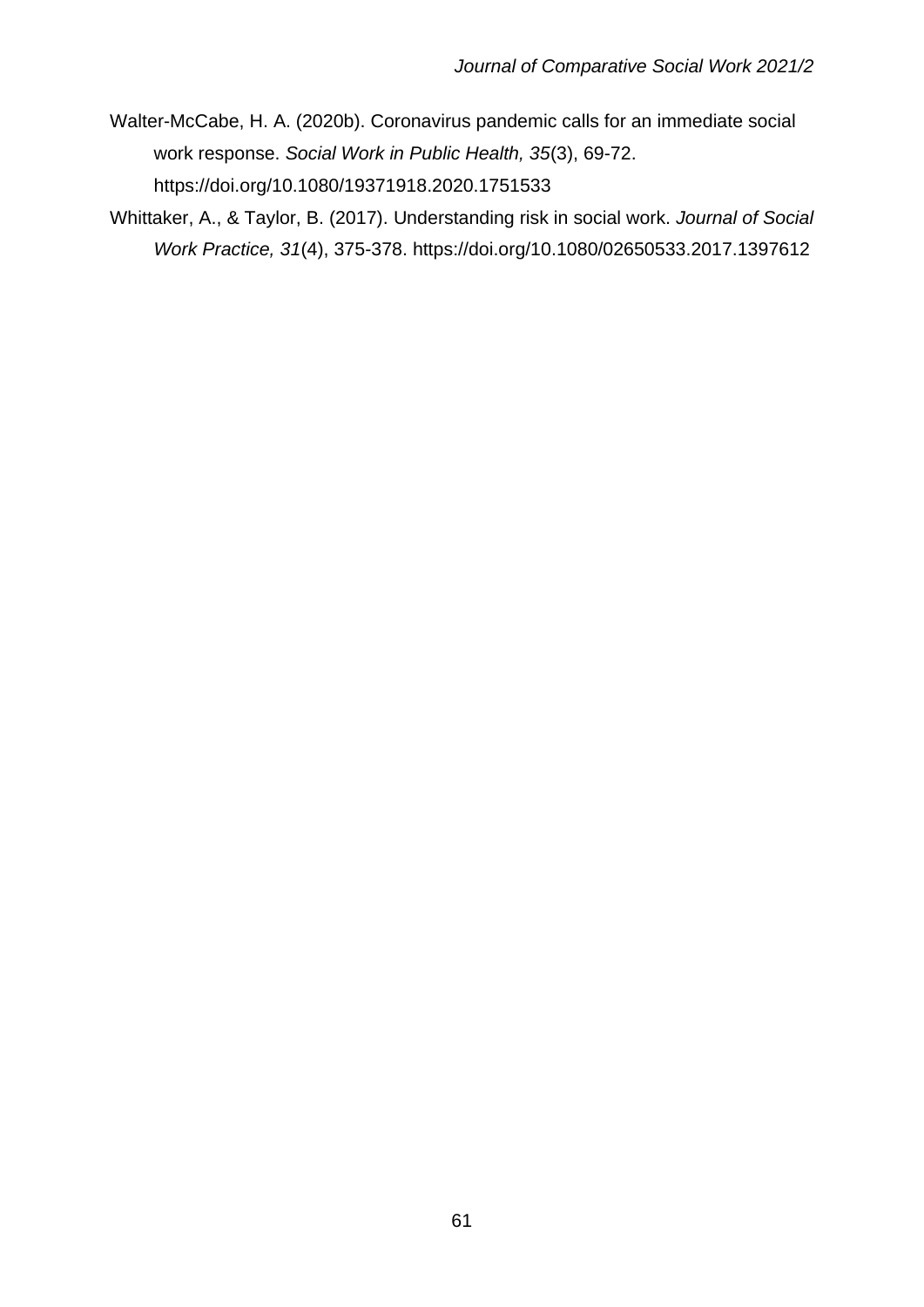Walter-McCabe, H. A. (2020b). Coronavirus pandemic calls for an immediate social work response. *Social Work in Public Health, 35*(3), 69-72. https://doi.org/10.1080/19371918.2020.1751533

Whittaker, A., & Taylor, B. (2017). Understanding risk in social work. *Journal of Social Work Practice, 31*(4), 375-378. https://doi.org/10.1080/02650533.2017.1397612